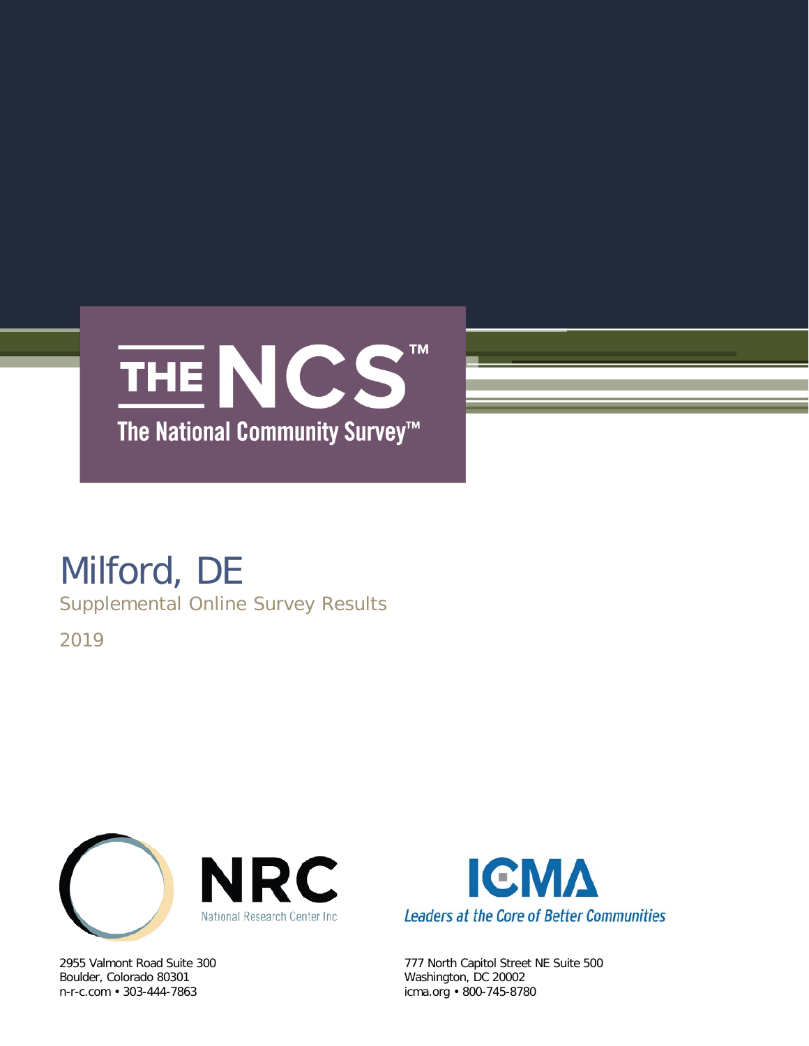# THE NCS™

The National Community Survey™

# Milford, DE

## Supplemental Online Survey Results

2019

NRC
National Research Center Inc

2955 Valmont Road Suite 300
Boulder, Colorado 80301
n-r-c.com • 303-444-7863

ICMA
*Leaders at the Core of Better Communities*

777 North Capitol Street NE Suite 500
Washington, DC 20002
icma.org • 800-745-8780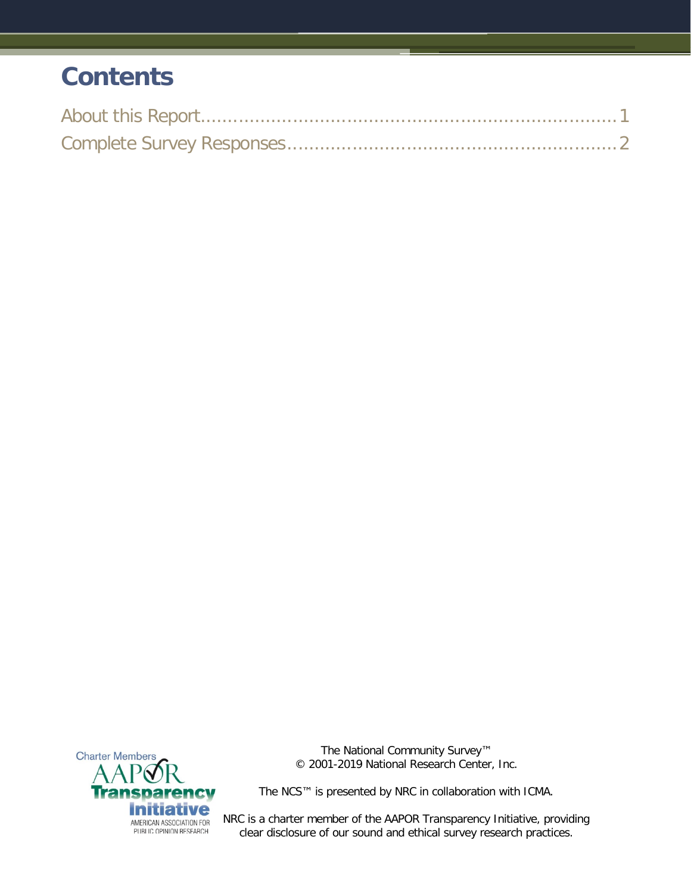# Contents

About this Report....................................................................1

Complete Survey Responses.......................................................2

The National Community Survey™
© 2001-2019 National Research Center, Inc.

The NCS™ is presented by NRC in collaboration with ICMA.

NRC is a charter member of the AAPOR Transparency Initiative, providing clear disclosure of our sound and ethical survey research practices.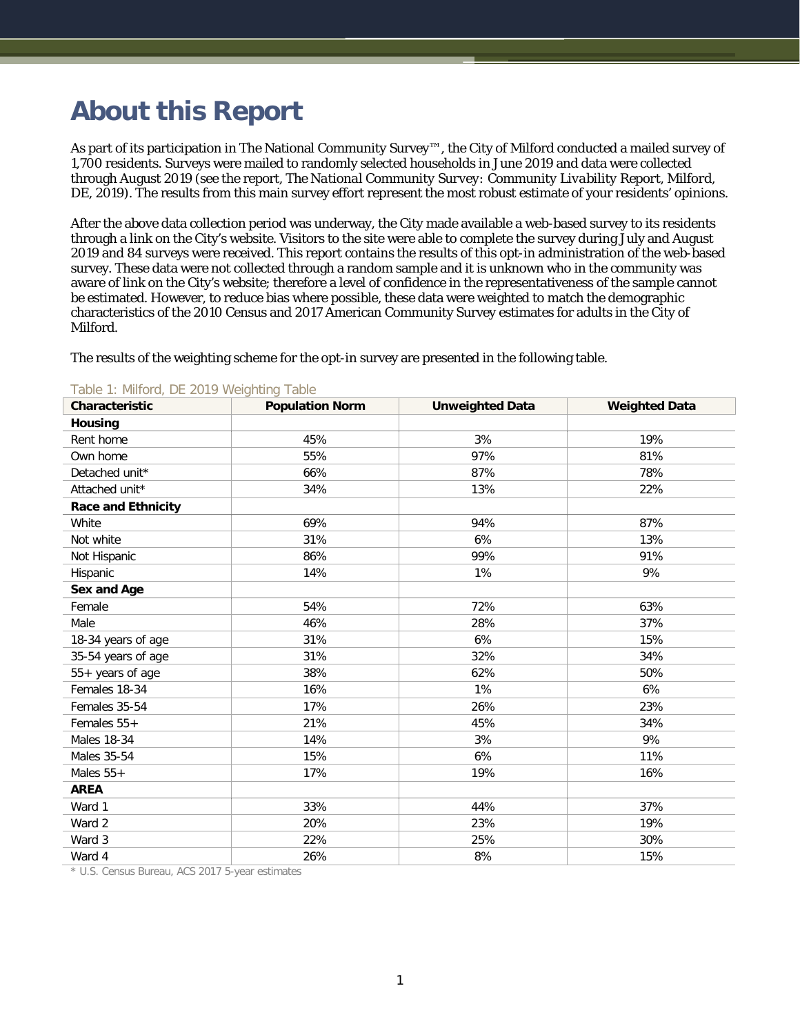# About this Report

As part of its participation in The National Community Survey™, the City of Milford conducted a mailed survey of 1,700 residents. Surveys were mailed to randomly selected households in June 2019 and data were collected through August 2019 (see the report, *The National Community Survey: Community Livability Report, Milford, DE, 2019*). The results from this main survey effort represent the most robust estimate of your residents' opinions.

After the above data collection period was underway, the City made available a web-based survey to its residents through a link on the City's website. Visitors to the site were able to complete the survey during July and August 2019 and 84 surveys were received. This report contains the results of this opt-in administration of the web-based survey. These data were not collected through a random sample and it is unknown who in the community was aware of link on the City's website; therefore a level of confidence in the representativeness of the sample cannot be estimated. However, to reduce bias where possible, these data were weighted to match the demographic characteristics of the 2010 Census and 2017 American Community Survey estimates for adults in the City of Milford.

The results of the weighting scheme for the opt-in survey are presented in the following table.

Table 1: Milford, DE 2019 Weighting Table

| Characteristic | Population Norm | Unweighted Data | Weighted Data |
|---|---|---|---|
| **Housing** | | | |
| Rent home | 45% | 3% | 19% |
| Own home | 55% | 97% | 81% |
| Detached unit* | 66% | 87% | 78% |
| Attached unit* | 34% | 13% | 22% |
| **Race and Ethnicity** | | | |
| White | 69% | 94% | 87% |
| Not white | 31% | 6% | 13% |
| Not Hispanic | 86% | 99% | 91% |
| Hispanic | 14% | 1% | 9% |
| **Sex and Age** | | | |
| Female | 54% | 72% | 63% |
| Male | 46% | 28% | 37% |
| 18-34 years of age | 31% | 6% | 15% |
| 35-54 years of age | 31% | 32% | 34% |
| 55+ years of age | 38% | 62% | 50% |
| Females 18-34 | 16% | 1% | 6% |
| Females 35-54 | 17% | 26% | 23% |
| Females 55+ | 21% | 45% | 34% |
| Males 18-34 | 14% | 3% | 9% |
| Males 35-54 | 15% | 6% | 11% |
| Males 55+ | 17% | 19% | 16% |
| **AREA** | | | |
| Ward 1 | 33% | 44% | 37% |
| Ward 2 | 20% | 23% | 19% |
| Ward 3 | 22% | 25% | 30% |
| Ward 4 | 26% | 8% | 15% |

\* U.S. Census Bureau, ACS 2017 5-year estimates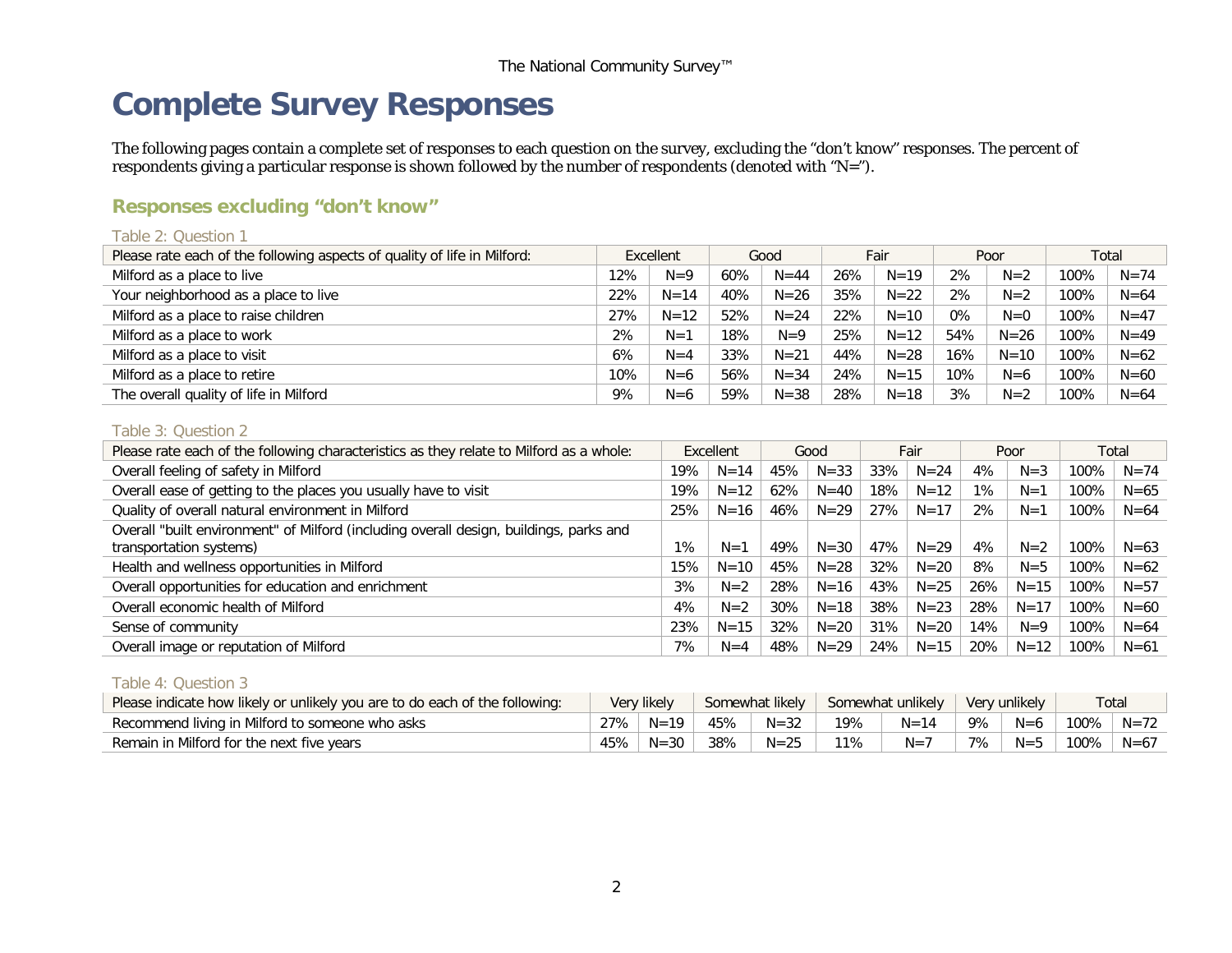# Complete Survey Responses

The following pages contain a complete set of responses to each question on the survey, excluding the "don't know" responses. The percent of respondents giving a particular response is shown followed by the number of respondents (denoted with "N=").

## Responses excluding "don't know"

Table 2: Question 1

| Please rate each of the following aspects of quality of life in Milford: | Excellent | | Good | | Fair | | Poor | | Total | |
|---|---|---|---|---|---|---|---|---|---|---|
| Milford as a place to live | 12% | N=9 | 60% | N=44 | 26% | N=19 | 2% | N=2 | 100% | N=74 |
| Your neighborhood as a place to live | 22% | N=14 | 40% | N=26 | 35% | N=22 | 2% | N=2 | 100% | N=64 |
| Milford as a place to raise children | 27% | N=12 | 52% | N=24 | 22% | N=10 | 0% | N=0 | 100% | N=47 |
| Milford as a place to work | 2% | N=1 | 18% | N=9 | 25% | N=12 | 54% | N=26 | 100% | N=49 |
| Milford as a place to visit | 6% | N=4 | 33% | N=21 | 44% | N=28 | 16% | N=10 | 100% | N=62 |
| Milford as a place to retire | 10% | N=6 | 56% | N=34 | 24% | N=15 | 10% | N=6 | 100% | N=60 |
| The overall quality of life in Milford | 9% | N=6 | 59% | N=38 | 28% | N=18 | 3% | N=2 | 100% | N=64 |

Table 3: Question 2

| Please rate each of the following characteristics as they relate to Milford as a whole: | Excellent | | Good | | Fair | | Poor | | Total | |
|---|---|---|---|---|---|---|---|---|---|---|
| Overall feeling of safety in Milford | 19% | N=14 | 45% | N=33 | 33% | N=24 | 4% | N=3 | 100% | N=74 |
| Overall ease of getting to the places you usually have to visit | 19% | N=12 | 62% | N=40 | 18% | N=12 | 1% | N=1 | 100% | N=65 |
| Quality of overall natural environment in Milford | 25% | N=16 | 46% | N=29 | 27% | N=17 | 2% | N=1 | 100% | N=64 |
| Overall "built environment" of Milford (including overall design, buildings, parks and transportation systems) | 1% | N=1 | 49% | N=30 | 47% | N=29 | 4% | N=2 | 100% | N=63 |
| Health and wellness opportunities in Milford | 15% | N=10 | 45% | N=28 | 32% | N=20 | 8% | N=5 | 100% | N=62 |
| Overall opportunities for education and enrichment | 3% | N=2 | 28% | N=16 | 43% | N=25 | 26% | N=15 | 100% | N=57 |
| Overall economic health of Milford | 4% | N=2 | 30% | N=18 | 38% | N=23 | 28% | N=17 | 100% | N=60 |
| Sense of community | 23% | N=15 | 32% | N=20 | 31% | N=20 | 14% | N=9 | 100% | N=64 |
| Overall image or reputation of Milford | 7% | N=4 | 48% | N=29 | 24% | N=15 | 20% | N=12 | 100% | N=61 |

Table 4: Question 3

| Please indicate how likely or unlikely you are to do each of the following: | Very likely | | Somewhat likely | | Somewhat unlikely | | Very unlikely | | Total | |
|---|---|---|---|---|---|---|---|---|---|---|
| Recommend living in Milford to someone who asks | 27% | N=19 | 45% | N=32 | 19% | N=14 | 9% | N=6 | 100% | N=72 |
| Remain in Milford for the next five years | 45% | N=30 | 38% | N=25 | 11% | N=7 | 7% | N=5 | 100% | N=67 |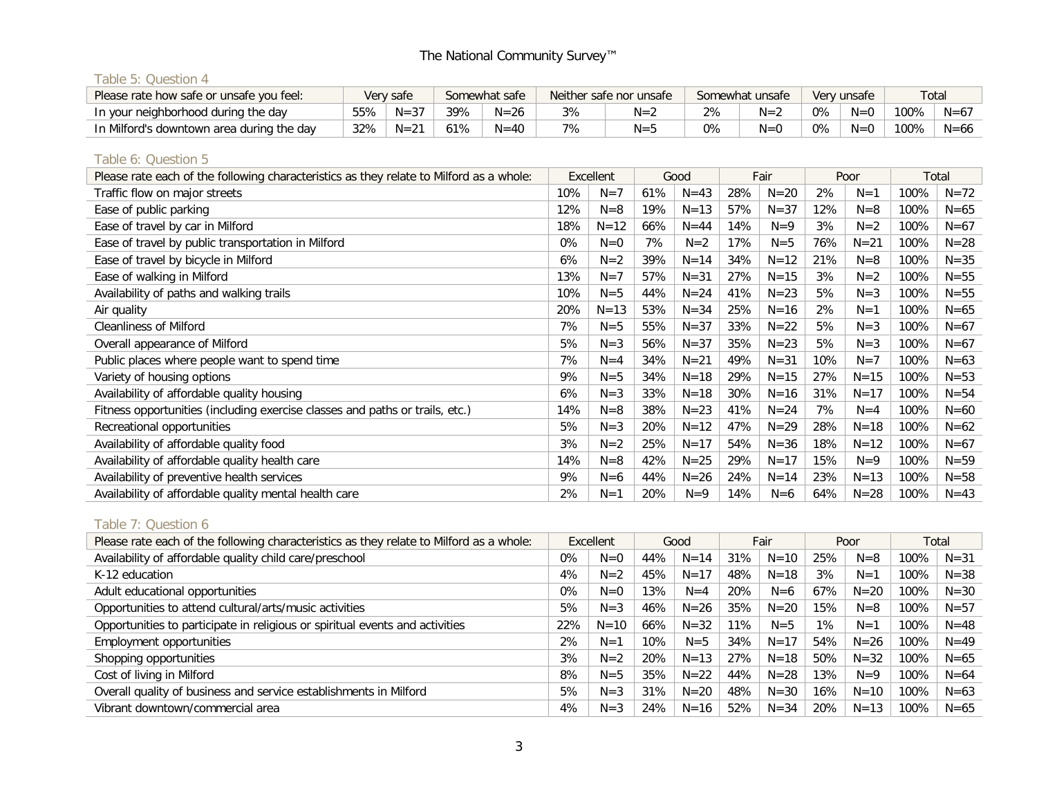Table 5: Question 4

| Please rate how safe or unsafe you feel: | Very safe | | Somewhat safe | | Neither safe nor unsafe | | Somewhat unsafe | | Very unsafe | | Total | |
|---|---|---|---|---|---|---|---|---|---|---|---|---|
| In your neighborhood during the day | 55% | N=37 | 39% | N=26 | 3% | N=2 | 2% | N=2 | 0% | N=0 | 100% | N=67 |
| In Milford's downtown area during the day | 32% | N=21 | 61% | N=40 | 7% | N=5 | 0% | N=0 | 0% | N=0 | 100% | N=66 |

Table 6: Question 5

| Please rate each of the following characteristics as they relate to Milford as a whole: | Excellent | | Good | | Fair | | Poor | | Total | |
|---|---|---|---|---|---|---|---|---|---|---|
| Traffic flow on major streets | 10% | N=7 | 61% | N=43 | 28% | N=20 | 2% | N=1 | 100% | N=72 |
| Ease of public parking | 12% | N=8 | 19% | N=13 | 57% | N=37 | 12% | N=8 | 100% | N=65 |
| Ease of travel by car in Milford | 18% | N=12 | 66% | N=44 | 14% | N=9 | 3% | N=2 | 100% | N=67 |
| Ease of travel by public transportation in Milford | 0% | N=0 | 7% | N=2 | 17% | N=5 | 76% | N=21 | 100% | N=28 |
| Ease of travel by bicycle in Milford | 6% | N=2 | 39% | N=14 | 34% | N=12 | 21% | N=8 | 100% | N=35 |
| Ease of walking in Milford | 13% | N=7 | 57% | N=31 | 27% | N=15 | 3% | N=2 | 100% | N=55 |
| Availability of paths and walking trails | 10% | N=5 | 44% | N=24 | 41% | N=23 | 5% | N=3 | 100% | N=55 |
| Air quality | 20% | N=13 | 53% | N=34 | 25% | N=16 | 2% | N=1 | 100% | N=65 |
| Cleanliness of Milford | 7% | N=5 | 55% | N=37 | 33% | N=22 | 5% | N=3 | 100% | N=67 |
| Overall appearance of Milford | 5% | N=3 | 56% | N=37 | 35% | N=23 | 5% | N=3 | 100% | N=67 |
| Public places where people want to spend time | 7% | N=4 | 34% | N=21 | 49% | N=31 | 10% | N=7 | 100% | N=63 |
| Variety of housing options | 9% | N=5 | 34% | N=18 | 29% | N=15 | 27% | N=15 | 100% | N=53 |
| Availability of affordable quality housing | 6% | N=3 | 33% | N=18 | 30% | N=16 | 31% | N=17 | 100% | N=54 |
| Fitness opportunities (including exercise classes and paths or trails, etc.) | 14% | N=8 | 38% | N=23 | 41% | N=24 | 7% | N=4 | 100% | N=60 |
| Recreational opportunities | 5% | N=3 | 20% | N=12 | 47% | N=29 | 28% | N=18 | 100% | N=62 |
| Availability of affordable quality food | 3% | N=2 | 25% | N=17 | 54% | N=36 | 18% | N=12 | 100% | N=67 |
| Availability of affordable quality health care | 14% | N=8 | 42% | N=25 | 29% | N=17 | 15% | N=9 | 100% | N=59 |
| Availability of preventive health services | 9% | N=6 | 44% | N=26 | 24% | N=14 | 23% | N=13 | 100% | N=58 |
| Availability of affordable quality mental health care | 2% | N=1 | 20% | N=9 | 14% | N=6 | 64% | N=28 | 100% | N=43 |

Table 7: Question 6

| Please rate each of the following characteristics as they relate to Milford as a whole: | Excellent | | Good | | Fair | | Poor | | Total | |
|---|---|---|---|---|---|---|---|---|---|---|
| Availability of affordable quality child care/preschool | 0% | N=0 | 44% | N=14 | 31% | N=10 | 25% | N=8 | 100% | N=31 |
| K-12 education | 4% | N=2 | 45% | N=17 | 48% | N=18 | 3% | N=1 | 100% | N=38 |
| Adult educational opportunities | 0% | N=0 | 13% | N=4 | 20% | N=6 | 67% | N=20 | 100% | N=30 |
| Opportunities to attend cultural/arts/music activities | 5% | N=3 | 46% | N=26 | 35% | N=20 | 15% | N=8 | 100% | N=57 |
| Opportunities to participate in religious or spiritual events and activities | 22% | N=10 | 66% | N=32 | 11% | N=5 | 1% | N=1 | 100% | N=48 |
| Employment opportunities | 2% | N=1 | 10% | N=5 | 34% | N=17 | 54% | N=26 | 100% | N=49 |
| Shopping opportunities | 3% | N=2 | 20% | N=13 | 27% | N=18 | 50% | N=32 | 100% | N=65 |
| Cost of living in Milford | 8% | N=5 | 35% | N=22 | 44% | N=28 | 13% | N=9 | 100% | N=64 |
| Overall quality of business and service establishments in Milford | 5% | N=3 | 31% | N=20 | 48% | N=30 | 16% | N=10 | 100% | N=63 |
| Vibrant downtown/commercial area | 4% | N=3 | 24% | N=16 | 52% | N=34 | 20% | N=13 | 100% | N=65 |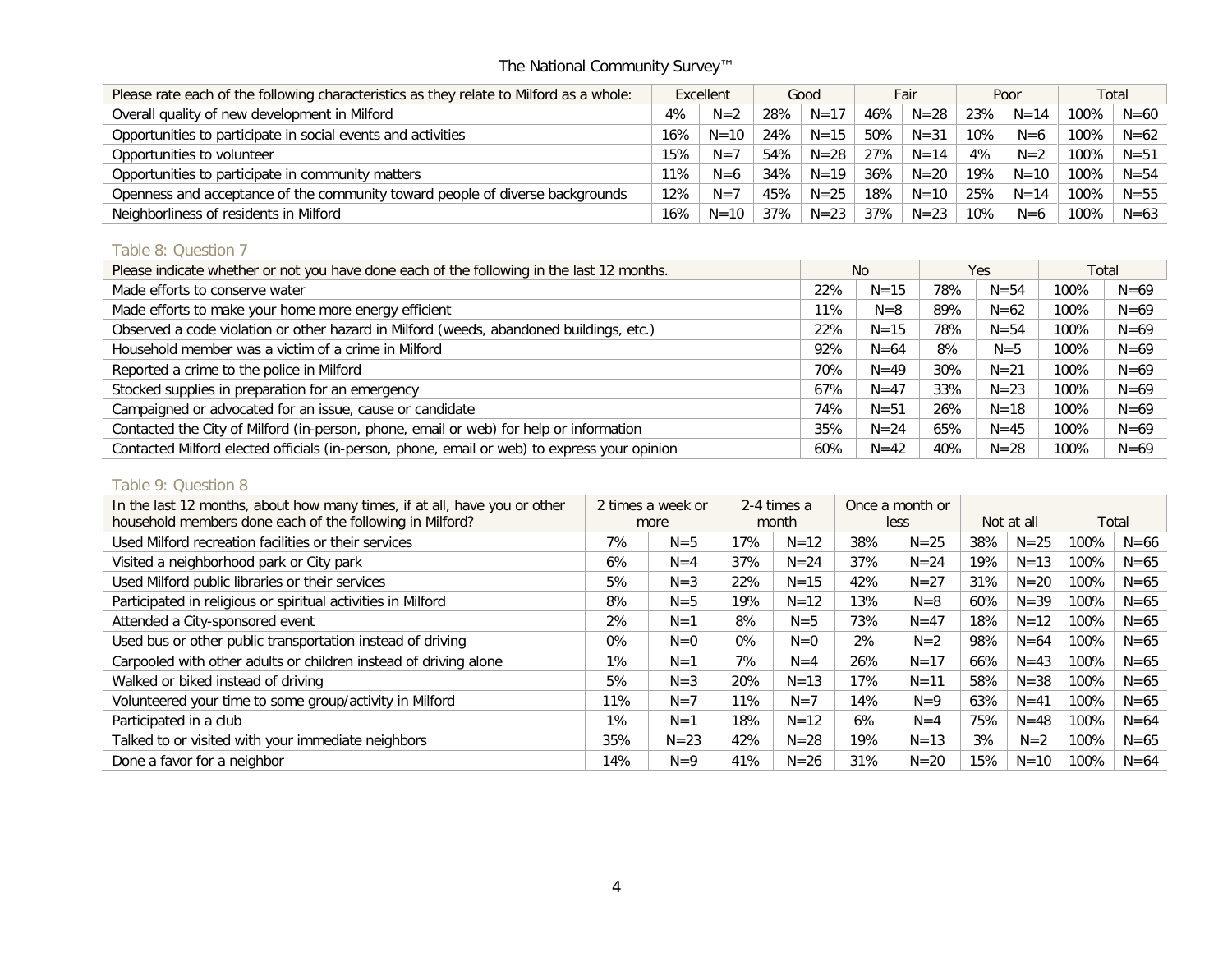| Please rate each of the following characteristics as they relate to Milford as a whole: | Excellent | | Good | | Fair | | Poor | | Total | |
|---|---|---|---|---|---|---|---|---|---|---|
| Overall quality of new development in Milford | 4% | N=2 | 28% | N=17 | 46% | N=28 | 23% | N=14 | 100% | N=60 |
| Opportunities to participate in social events and activities | 16% | N=10 | 24% | N=15 | 50% | N=31 | 10% | N=6 | 100% | N=62 |
| Opportunities to volunteer | 15% | N=7 | 54% | N=28 | 27% | N=14 | 4% | N=2 | 100% | N=51 |
| Opportunities to participate in community matters | 11% | N=6 | 34% | N=19 | 36% | N=20 | 19% | N=10 | 100% | N=54 |
| Openness and acceptance of the community toward people of diverse backgrounds | 12% | N=7 | 45% | N=25 | 18% | N=10 | 25% | N=14 | 100% | N=55 |
| Neighborliness of residents in Milford | 16% | N=10 | 37% | N=23 | 37% | N=23 | 10% | N=6 | 100% | N=63 |

### Table 8: Question 7

| Please indicate whether or not you have done each of the following in the last 12 months. | No | | Yes | | Total | |
|---|---|---|---|---|---|---|
| Made efforts to conserve water | 22% | N=15 | 78% | N=54 | 100% | N=69 |
| Made efforts to make your home more energy efficient | 11% | N=8 | 89% | N=62 | 100% | N=69 |
| Observed a code violation or other hazard in Milford (weeds, abandoned buildings, etc.) | 22% | N=15 | 78% | N=54 | 100% | N=69 |
| Household member was a victim of a crime in Milford | 92% | N=64 | 8% | N=5 | 100% | N=69 |
| Reported a crime to the police in Milford | 70% | N=49 | 30% | N=21 | 100% | N=69 |
| Stocked supplies in preparation for an emergency | 67% | N=47 | 33% | N=23 | 100% | N=69 |
| Campaigned or advocated for an issue, cause or candidate | 74% | N=51 | 26% | N=18 | 100% | N=69 |
| Contacted the City of Milford (in-person, phone, email or web) for help or information | 35% | N=24 | 65% | N=45 | 100% | N=69 |
| Contacted Milford elected officials (in-person, phone, email or web) to express your opinion | 60% | N=42 | 40% | N=28 | 100% | N=69 |

### Table 9: Question 8

| In the last 12 months, about how many times, if at all, have you or other household members done each of the following in Milford? | 2 times a week or more | | 2-4 times a month | | Once a month or less | | Not at all | | Total | |
|---|---|---|---|---|---|---|---|---|---|---|
| Used Milford recreation facilities or their services | 7% | N=5 | 17% | N=12 | 38% | N=25 | 38% | N=25 | 100% | N=66 |
| Visited a neighborhood park or City park | 6% | N=4 | 37% | N=24 | 37% | N=24 | 19% | N=13 | 100% | N=65 |
| Used Milford public libraries or their services | 5% | N=3 | 22% | N=15 | 42% | N=27 | 31% | N=20 | 100% | N=65 |
| Participated in religious or spiritual activities in Milford | 8% | N=5 | 19% | N=12 | 13% | N=8 | 60% | N=39 | 100% | N=65 |
| Attended a City-sponsored event | 2% | N=1 | 8% | N=5 | 73% | N=47 | 18% | N=12 | 100% | N=65 |
| Used bus or other public transportation instead of driving | 0% | N=0 | 0% | N=0 | 2% | N=2 | 98% | N=64 | 100% | N=65 |
| Carpooled with other adults or children instead of driving alone | 1% | N=1 | 7% | N=4 | 26% | N=17 | 66% | N=43 | 100% | N=65 |
| Walked or biked instead of driving | 5% | N=3 | 20% | N=13 | 17% | N=11 | 58% | N=38 | 100% | N=65 |
| Volunteered your time to some group/activity in Milford | 11% | N=7 | 11% | N=7 | 14% | N=9 | 63% | N=41 | 100% | N=65 |
| Participated in a club | 1% | N=1 | 18% | N=12 | 6% | N=4 | 75% | N=48 | 100% | N=64 |
| Talked to or visited with your immediate neighbors | 35% | N=23 | 42% | N=28 | 19% | N=13 | 3% | N=2 | 100% | N=65 |
| Done a favor for a neighbor | 14% | N=9 | 41% | N=26 | 31% | N=20 | 15% | N=10 | 100% | N=64 |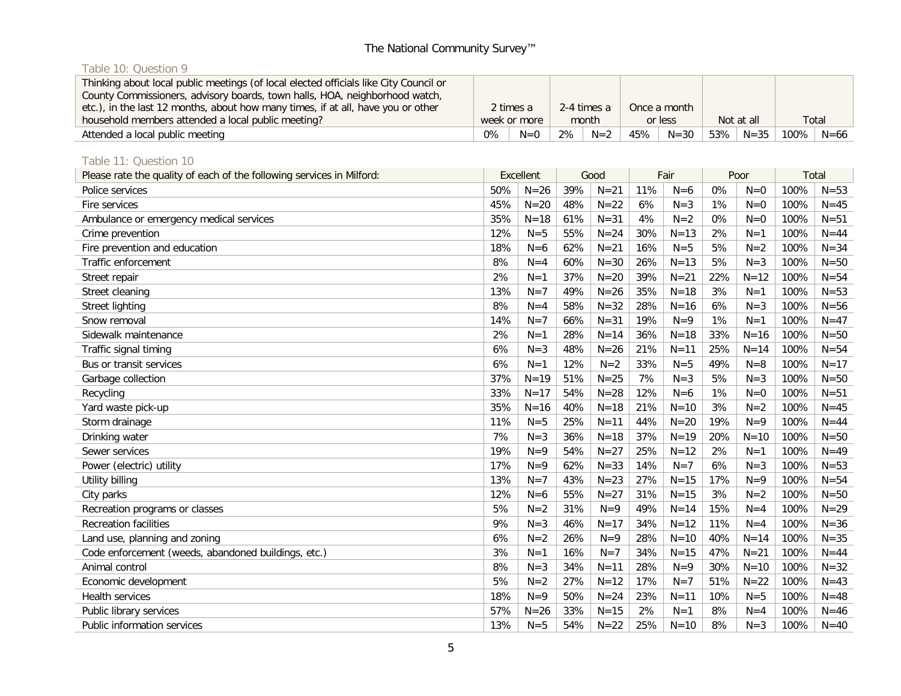### Table 10: Question 9

| Thinking about local public meetings (of local elected officials like City Council or County Commissioners, advisory boards, town halls, HOA, neighborhood watch, etc.), in the last 12 months, about how many times, if at all, have you or other household members attended a local public meeting? | 2 times a week or more | | 2-4 times a month | | Once a month or less | | Not at all | | Total | |
|---|---|---|---|---|---|---|---|---|---|---|
| Attended a local public meeting | 0% | N=0 | 2% | N=2 | 45% | N=30 | 53% | N=35 | 100% | N=66 |

### Table 11: Question 10

| Please rate the quality of each of the following services in Milford: | Excellent | | Good | | Fair | | Poor | | Total | |
|---|---|---|---|---|---|---|---|---|---|---|
| Police services | 50% | N=26 | 39% | N=21 | 11% | N=6 | 0% | N=0 | 100% | N=53 |
| Fire services | 45% | N=20 | 48% | N=22 | 6% | N=3 | 1% | N=0 | 100% | N=45 |
| Ambulance or emergency medical services | 35% | N=18 | 61% | N=31 | 4% | N=2 | 0% | N=0 | 100% | N=51 |
| Crime prevention | 12% | N=5 | 55% | N=24 | 30% | N=13 | 2% | N=1 | 100% | N=44 |
| Fire prevention and education | 18% | N=6 | 62% | N=21 | 16% | N=5 | 5% | N=2 | 100% | N=34 |
| Traffic enforcement | 8% | N=4 | 60% | N=30 | 26% | N=13 | 5% | N=3 | 100% | N=50 |
| Street repair | 2% | N=1 | 37% | N=20 | 39% | N=21 | 22% | N=12 | 100% | N=54 |
| Street cleaning | 13% | N=7 | 49% | N=26 | 35% | N=18 | 3% | N=1 | 100% | N=53 |
| Street lighting | 8% | N=4 | 58% | N=32 | 28% | N=16 | 6% | N=3 | 100% | N=56 |
| Snow removal | 14% | N=7 | 66% | N=31 | 19% | N=9 | 1% | N=1 | 100% | N=47 |
| Sidewalk maintenance | 2% | N=1 | 28% | N=14 | 36% | N=18 | 33% | N=16 | 100% | N=50 |
| Traffic signal timing | 6% | N=3 | 48% | N=26 | 21% | N=11 | 25% | N=14 | 100% | N=54 |
| Bus or transit services | 6% | N=1 | 12% | N=2 | 33% | N=5 | 49% | N=8 | 100% | N=17 |
| Garbage collection | 37% | N=19 | 51% | N=25 | 7% | N=3 | 5% | N=3 | 100% | N=50 |
| Recycling | 33% | N=17 | 54% | N=28 | 12% | N=6 | 1% | N=0 | 100% | N=51 |
| Yard waste pick-up | 35% | N=16 | 40% | N=18 | 21% | N=10 | 3% | N=2 | 100% | N=45 |
| Storm drainage | 11% | N=5 | 25% | N=11 | 44% | N=20 | 19% | N=9 | 100% | N=44 |
| Drinking water | 7% | N=3 | 36% | N=18 | 37% | N=19 | 20% | N=10 | 100% | N=50 |
| Sewer services | 19% | N=9 | 54% | N=27 | 25% | N=12 | 2% | N=1 | 100% | N=49 |
| Power (electric) utility | 17% | N=9 | 62% | N=33 | 14% | N=7 | 6% | N=3 | 100% | N=53 |
| Utility billing | 13% | N=7 | 43% | N=23 | 27% | N=15 | 17% | N=9 | 100% | N=54 |
| City parks | 12% | N=6 | 55% | N=27 | 31% | N=15 | 3% | N=2 | 100% | N=50 |
| Recreation programs or classes | 5% | N=2 | 31% | N=9 | 49% | N=14 | 15% | N=4 | 100% | N=29 |
| Recreation facilities | 9% | N=3 | 46% | N=17 | 34% | N=12 | 11% | N=4 | 100% | N=36 |
| Land use, planning and zoning | 6% | N=2 | 26% | N=9 | 28% | N=10 | 40% | N=14 | 100% | N=35 |
| Code enforcement (weeds, abandoned buildings, etc.) | 3% | N=1 | 16% | N=7 | 34% | N=15 | 47% | N=21 | 100% | N=44 |
| Animal control | 8% | N=3 | 34% | N=11 | 28% | N=9 | 30% | N=10 | 100% | N=32 |
| Economic development | 5% | N=2 | 27% | N=12 | 17% | N=7 | 51% | N=22 | 100% | N=43 |
| Health services | 18% | N=9 | 50% | N=24 | 23% | N=11 | 10% | N=5 | 100% | N=48 |
| Public library services | 57% | N=26 | 33% | N=15 | 2% | N=1 | 8% | N=4 | 100% | N=46 |
| Public information services | 13% | N=5 | 54% | N=22 | 25% | N=10 | 8% | N=3 | 100% | N=40 |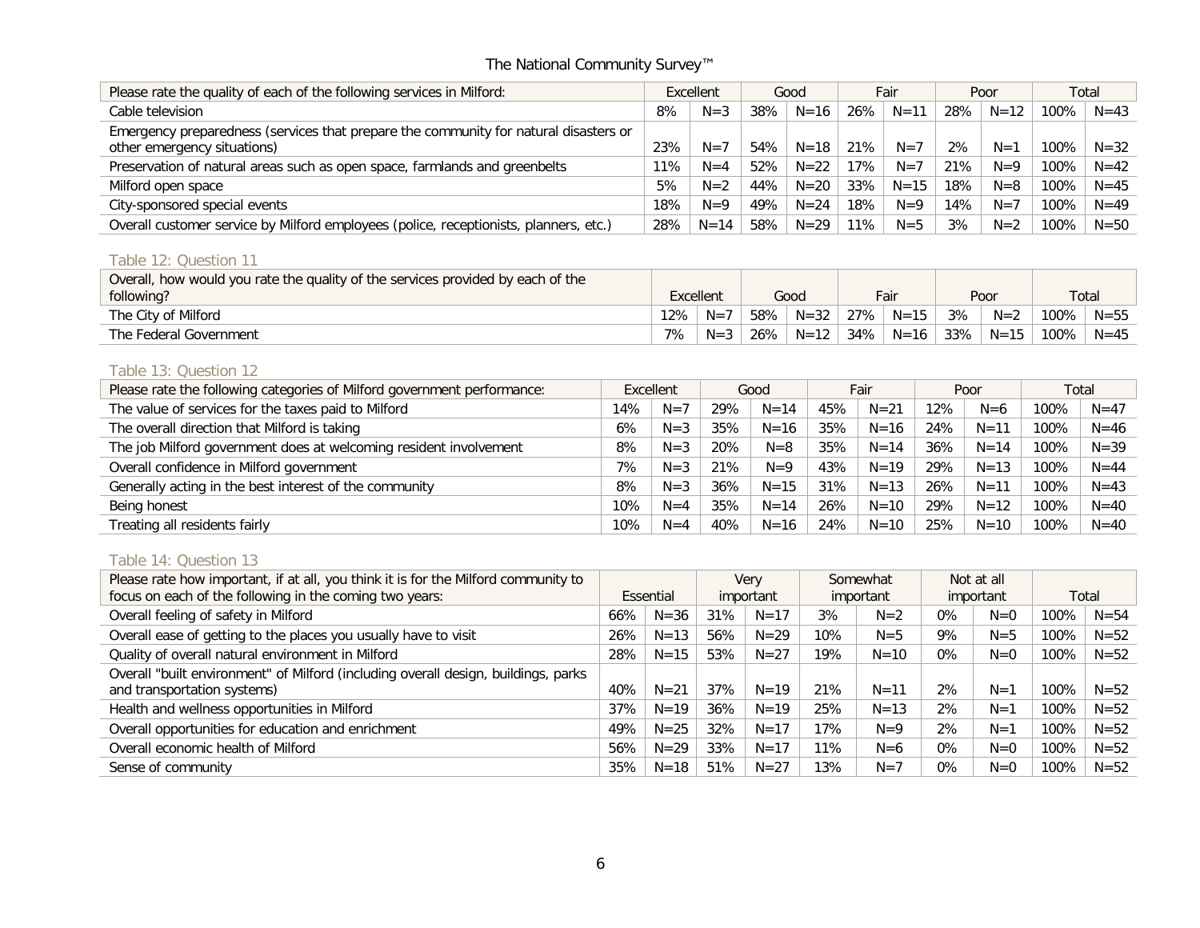| Please rate the quality of each of the following services in Milford: | Excellent | | Good | | Fair | | Poor | | Total | |
|---|---|---|---|---|---|---|---|---|---|---|
| Cable television | 8% | N=3 | 38% | N=16 | 26% | N=11 | 28% | N=12 | 100% | N=43 |
| Emergency preparedness (services that prepare the community for natural disasters or other emergency situations) | 23% | N=7 | 54% | N=18 | 21% | N=7 | 2% | N=1 | 100% | N=32 |
| Preservation of natural areas such as open space, farmlands and greenbelts | 11% | N=4 | 52% | N=22 | 17% | N=7 | 21% | N=9 | 100% | N=42 |
| Milford open space | 5% | N=2 | 44% | N=20 | 33% | N=15 | 18% | N=8 | 100% | N=45 |
| City-sponsored special events | 18% | N=9 | 49% | N=24 | 18% | N=9 | 14% | N=7 | 100% | N=49 |
| Overall customer service by Milford employees (police, receptionists, planners, etc.) | 28% | N=14 | 58% | N=29 | 11% | N=5 | 3% | N=2 | 100% | N=50 |

### Table 12: Question 11

| Overall, how would you rate the quality of the services provided by each of the following? | Excellent | | Good | | Fair | | Poor | | Total | |
|---|---|---|---|---|---|---|---|---|---|---|
| The City of Milford | 12% | N=7 | 58% | N=32 | 27% | N=15 | 3% | N=2 | 100% | N=55 |
| The Federal Government | 7% | N=3 | 26% | N=12 | 34% | N=16 | 33% | N=15 | 100% | N=45 |

### Table 13: Question 12

| Please rate the following categories of Milford government performance: | Excellent | | Good | | Fair | | Poor | | Total | |
|---|---|---|---|---|---|---|---|---|---|---|
| The value of services for the taxes paid to Milford | 14% | N=7 | 29% | N=14 | 45% | N=21 | 12% | N=6 | 100% | N=47 |
| The overall direction that Milford is taking | 6% | N=3 | 35% | N=16 | 35% | N=16 | 24% | N=11 | 100% | N=46 |
| The job Milford government does at welcoming resident involvement | 8% | N=3 | 20% | N=8 | 35% | N=14 | 36% | N=14 | 100% | N=39 |
| Overall confidence in Milford government | 7% | N=3 | 21% | N=9 | 43% | N=19 | 29% | N=13 | 100% | N=44 |
| Generally acting in the best interest of the community | 8% | N=3 | 36% | N=15 | 31% | N=13 | 26% | N=11 | 100% | N=43 |
| Being honest | 10% | N=4 | 35% | N=14 | 26% | N=10 | 29% | N=12 | 100% | N=40 |
| Treating all residents fairly | 10% | N=4 | 40% | N=16 | 24% | N=10 | 25% | N=10 | 100% | N=40 |

### Table 14: Question 13

| Please rate how important, if at all, you think it is for the Milford community to focus on each of the following in the coming two years: | Essential | | Very important | | Somewhat important | | Not at all important | | Total | |
|---|---|---|---|---|---|---|---|---|---|---|
| Overall feeling of safety in Milford | 66% | N=36 | 31% | N=17 | 3% | N=2 | 0% | N=0 | 100% | N=54 |
| Overall ease of getting to the places you usually have to visit | 26% | N=13 | 56% | N=29 | 10% | N=5 | 9% | N=5 | 100% | N=52 |
| Quality of overall natural environment in Milford | 28% | N=15 | 53% | N=27 | 19% | N=10 | 0% | N=0 | 100% | N=52 |
| Overall "built environment" of Milford (including overall design, buildings, parks and transportation systems) | 40% | N=21 | 37% | N=19 | 21% | N=11 | 2% | N=1 | 100% | N=52 |
| Health and wellness opportunities in Milford | 37% | N=19 | 36% | N=19 | 25% | N=13 | 2% | N=1 | 100% | N=52 |
| Overall opportunities for education and enrichment | 49% | N=25 | 32% | N=17 | 17% | N=9 | 2% | N=1 | 100% | N=52 |
| Overall economic health of Milford | 56% | N=29 | 33% | N=17 | 11% | N=6 | 0% | N=0 | 100% | N=52 |
| Sense of community | 35% | N=18 | 51% | N=27 | 13% | N=7 | 0% | N=0 | 100% | N=52 |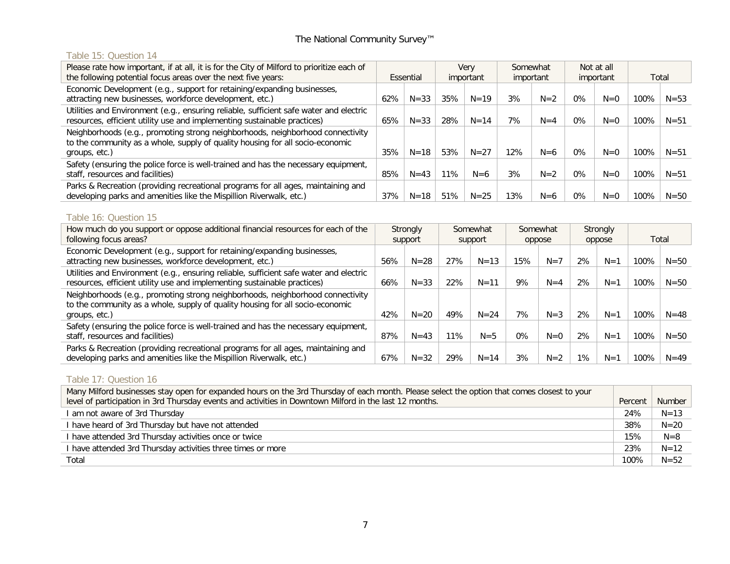Table 15: Question 14

| Please rate how important, if at all, it is for the City of Milford to prioritize each of the following potential focus areas over the next five years: | Essential | | Very important | | Somewhat important | | Not at all important | | Total | |
|---|---|---|---|---|---|---|---|---|---|---|
| Economic Development (e.g., support for retaining/expanding businesses, attracting new businesses, workforce development, etc.) | 62% | N=33 | 35% | N=19 | 3% | N=2 | 0% | N=0 | 100% | N=53 |
| Utilities and Environment (e.g., ensuring reliable, sufficient safe water and electric resources, efficient utility use and implementing sustainable practices) | 65% | N=33 | 28% | N=14 | 7% | N=4 | 0% | N=0 | 100% | N=51 |
| Neighborhoods (e.g., promoting strong neighborhoods, neighborhood connectivity to the community as a whole, supply of quality housing for all socio-economic groups, etc.) | 35% | N=18 | 53% | N=27 | 12% | N=6 | 0% | N=0 | 100% | N=51 |
| Safety (ensuring the police force is well-trained and has the necessary equipment, staff, resources and facilities) | 85% | N=43 | 11% | N=6 | 3% | N=2 | 0% | N=0 | 100% | N=51 |
| Parks & Recreation (providing recreational programs for all ages, maintaining and developing parks and amenities like the Mispillion Riverwalk, etc.) | 37% | N=18 | 51% | N=25 | 13% | N=6 | 0% | N=0 | 100% | N=50 |

Table 16: Question 15

| How much do you support or oppose additional financial resources for each of the following focus areas? | Strongly support | | Somewhat support | | Somewhat oppose | | Strongly oppose | | Total | |
|---|---|---|---|---|---|---|---|---|---|---|
| Economic Development (e.g., support for retaining/expanding businesses, attracting new businesses, workforce development, etc.) | 56% | N=28 | 27% | N=13 | 15% | N=7 | 2% | N=1 | 100% | N=50 |
| Utilities and Environment (e.g., ensuring reliable, sufficient safe water and electric resources, efficient utility use and implementing sustainable practices) | 66% | N=33 | 22% | N=11 | 9% | N=4 | 2% | N=1 | 100% | N=50 |
| Neighborhoods (e.g., promoting strong neighborhoods, neighborhood connectivity to the community as a whole, supply of quality housing for all socio-economic groups, etc.) | 42% | N=20 | 49% | N=24 | 7% | N=3 | 2% | N=1 | 100% | N=48 |
| Safety (ensuring the police force is well-trained and has the necessary equipment, staff, resources and facilities) | 87% | N=43 | 11% | N=5 | 0% | N=0 | 2% | N=1 | 100% | N=50 |
| Parks & Recreation (providing recreational programs for all ages, maintaining and developing parks and amenities like the Mispillion Riverwalk, etc.) | 67% | N=32 | 29% | N=14 | 3% | N=2 | 1% | N=1 | 100% | N=49 |

Table 17: Question 16

| Many Milford businesses stay open for expanded hours on the 3rd Thursday of each month. Please select the option that comes closest to your level of participation in 3rd Thursday events and activities in Downtown Milford in the last 12 months. | Percent | Number |
|---|---|---|
| I am not aware of 3rd Thursday | 24% | N=13 |
| I have heard of 3rd Thursday but have not attended | 38% | N=20 |
| I have attended 3rd Thursday activities once or twice | 15% | N=8 |
| I have attended 3rd Thursday activities three times or more | 23% | N=12 |
| Total | 100% | N=52 |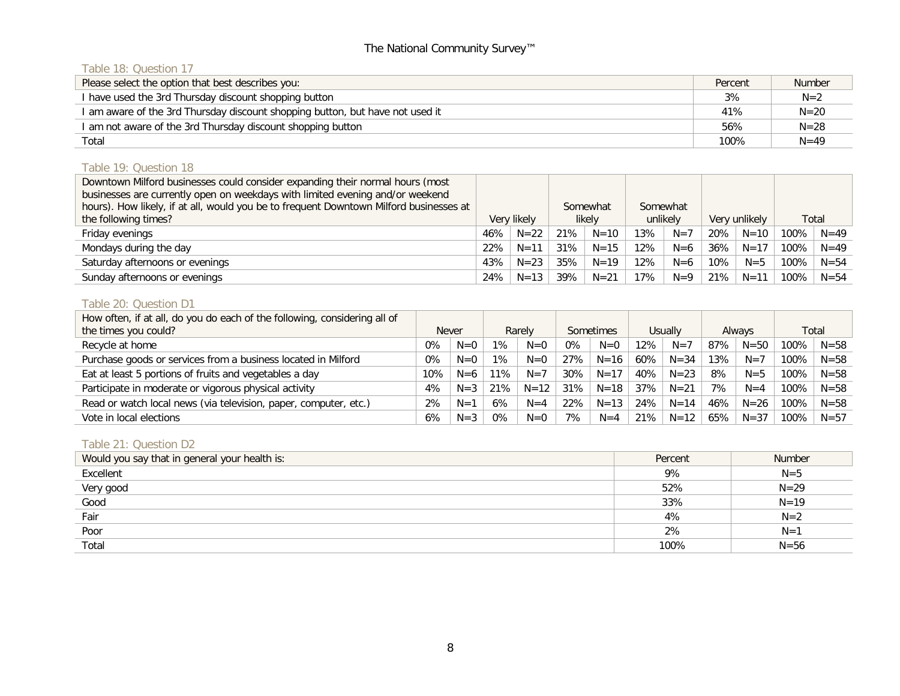### Table 18: Question 17

| Please select the option that best describes you: | Percent | Number |
|---|---|---|
| I have used the 3rd Thursday discount shopping button | 3% | N=2 |
| I am aware of the 3rd Thursday discount shopping button, but have not used it | 41% | N=20 |
| I am not aware of the 3rd Thursday discount shopping button | 56% | N=28 |
| Total | 100% | N=49 |

### Table 19: Question 18

| Downtown Milford businesses could consider expanding their normal hours (most businesses are currently open on weekdays with limited evening and/or weekend hours). How likely, if at all, would you be to frequent Downtown Milford businesses at the following times? | Very likely | | Somewhat likely | | Somewhat unlikely | | Very unlikely | | Total | |
|---|---|---|---|---|---|---|---|---|---|---|
| Friday evenings | 46% | N=22 | 21% | N=10 | 13% | N=7 | 20% | N=10 | 100% | N=49 |
| Mondays during the day | 22% | N=11 | 31% | N=15 | 12% | N=6 | 36% | N=17 | 100% | N=49 |
| Saturday afternoons or evenings | 43% | N=23 | 35% | N=19 | 12% | N=6 | 10% | N=5 | 100% | N=54 |
| Sunday afternoons or evenings | 24% | N=13 | 39% | N=21 | 17% | N=9 | 21% | N=11 | 100% | N=54 |

### Table 20: Question D1

| How often, if at all, do you do each of the following, considering all of the times you could? | Never | | Rarely | | Sometimes | | Usually | | Always | | Total | |
|---|---|---|---|---|---|---|---|---|---|---|---|---|
| Recycle at home | 0% | N=0 | 1% | N=0 | 0% | N=0 | 12% | N=7 | 87% | N=50 | 100% | N=58 |
| Purchase goods or services from a business located in Milford | 0% | N=0 | 1% | N=0 | 27% | N=16 | 60% | N=34 | 13% | N=7 | 100% | N=58 |
| Eat at least 5 portions of fruits and vegetables a day | 10% | N=6 | 11% | N=7 | 30% | N=17 | 40% | N=23 | 8% | N=5 | 100% | N=58 |
| Participate in moderate or vigorous physical activity | 4% | N=3 | 21% | N=12 | 31% | N=18 | 37% | N=21 | 7% | N=4 | 100% | N=58 |
| Read or watch local news (via television, paper, computer, etc.) | 2% | N=1 | 6% | N=4 | 22% | N=13 | 24% | N=14 | 46% | N=26 | 100% | N=58 |
| Vote in local elections | 6% | N=3 | 0% | N=0 | 7% | N=4 | 21% | N=12 | 65% | N=37 | 100% | N=57 |

### Table 21: Question D2

| Would you say that in general your health is: | Percent | Number |
|---|---|---|
| Excellent | 9% | N=5 |
| Very good | 52% | N=29 |
| Good | 33% | N=19 |
| Fair | 4% | N=2 |
| Poor | 2% | N=1 |
| Total | 100% | N=56 |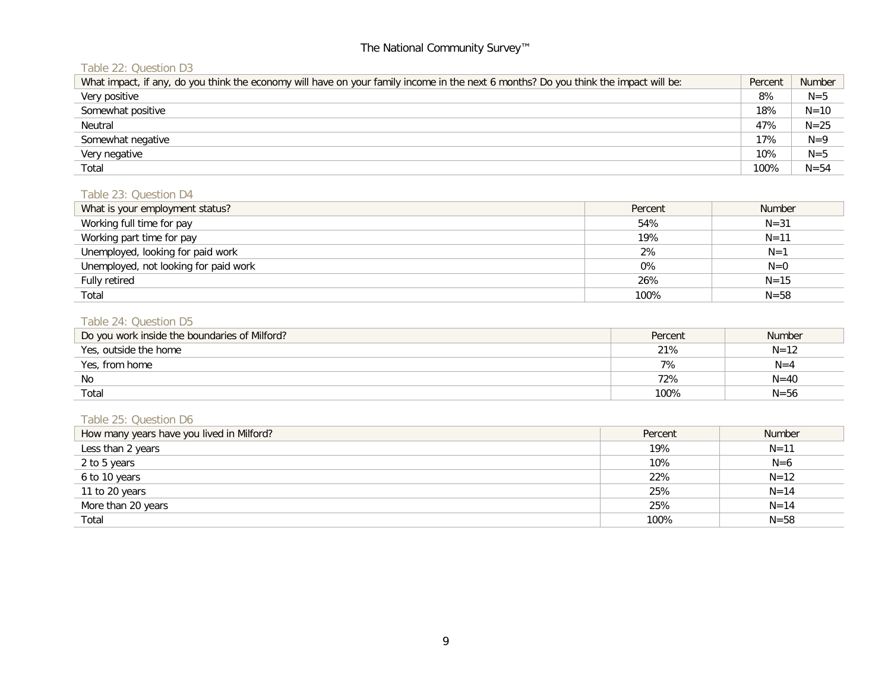### Table 22: Question D3

| What impact, if any, do you think the economy will have on your family income in the next 6 months? Do you think the impact will be: | Percent | Number |
|---|---|---|
| Very positive | 8% | N=5 |
| Somewhat positive | 18% | N=10 |
| Neutral | 47% | N=25 |
| Somewhat negative | 17% | N=9 |
| Very negative | 10% | N=5 |
| Total | 100% | N=54 |

### Table 23: Question D4

| What is your employment status? | Percent | Number |
|---|---|---|
| Working full time for pay | 54% | N=31 |
| Working part time for pay | 19% | N=11 |
| Unemployed, looking for paid work | 2% | N=1 |
| Unemployed, not looking for paid work | 0% | N=0 |
| Fully retired | 26% | N=15 |
| Total | 100% | N=58 |

### Table 24: Question D5

| Do you work inside the boundaries of Milford? | Percent | Number |
|---|---|---|
| Yes, outside the home | 21% | N=12 |
| Yes, from home | 7% | N=4 |
| No | 72% | N=40 |
| Total | 100% | N=56 |

### Table 25: Question D6

| How many years have you lived in Milford? | Percent | Number |
|---|---|---|
| Less than 2 years | 19% | N=11 |
| 2 to 5 years | 10% | N=6 |
| 6 to 10 years | 22% | N=12 |
| 11 to 20 years | 25% | N=14 |
| More than 20 years | 25% | N=14 |
| Total | 100% | N=58 |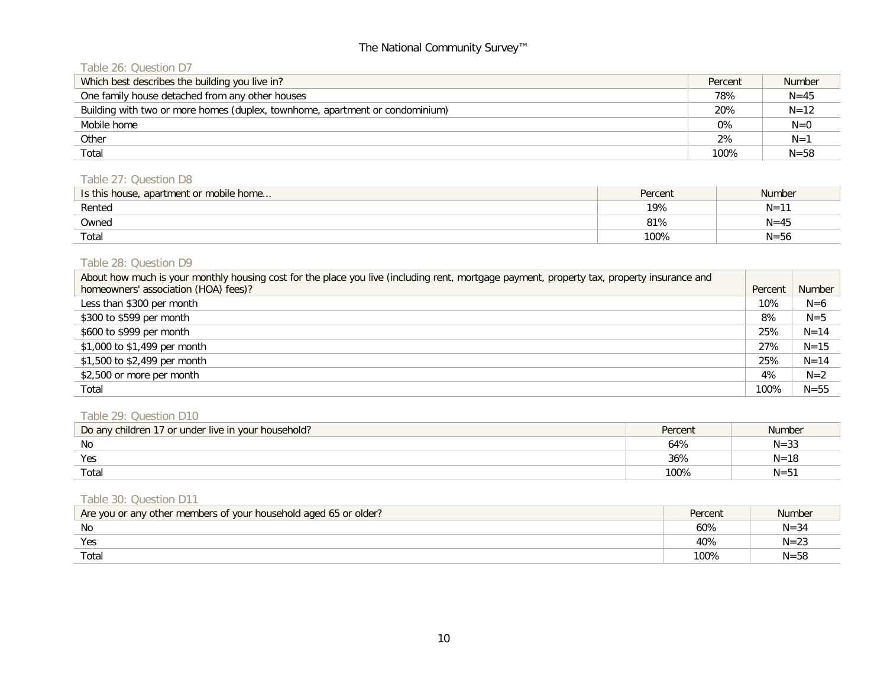The National Community Survey™

Table 26: Question D7

| Which best describes the building you live in? | Percent | Number |
|---|---|---|
| One family house detached from any other houses | 78% | N=45 |
| Building with two or more homes (duplex, townhome, apartment or condominium) | 20% | N=12 |
| Mobile home | 0% | N=0 |
| Other | 2% | N=1 |
| Total | 100% | N=58 |

Table 27: Question D8

| Is this house, apartment or mobile home... | Percent | Number |
|---|---|---|
| Rented | 19% | N=11 |
| Owned | 81% | N=45 |
| Total | 100% | N=56 |

Table 28: Question D9

| About how much is your monthly housing cost for the place you live (including rent, mortgage payment, property tax, property insurance and homeowners' association (HOA) fees)? | Percent | Number |
|---|---|---|
| Less than $300 per month | 10% | N=6 |
| $300 to $599 per month | 8% | N=5 |
| $600 to $999 per month | 25% | N=14 |
| $1,000 to $1,499 per month | 27% | N=15 |
| $1,500 to $2,499 per month | 25% | N=14 |
| $2,500 or more per month | 4% | N=2 |
| Total | 100% | N=55 |

Table 29: Question D10

| Do any children 17 or under live in your household? | Percent | Number |
|---|---|---|
| No | 64% | N=33 |
| Yes | 36% | N=18 |
| Total | 100% | N=51 |

Table 30: Question D11

| Are you or any other members of your household aged 65 or older? | Percent | Number |
|---|---|---|
| No | 60% | N=34 |
| Yes | 40% | N=23 |
| Total | 100% | N=58 |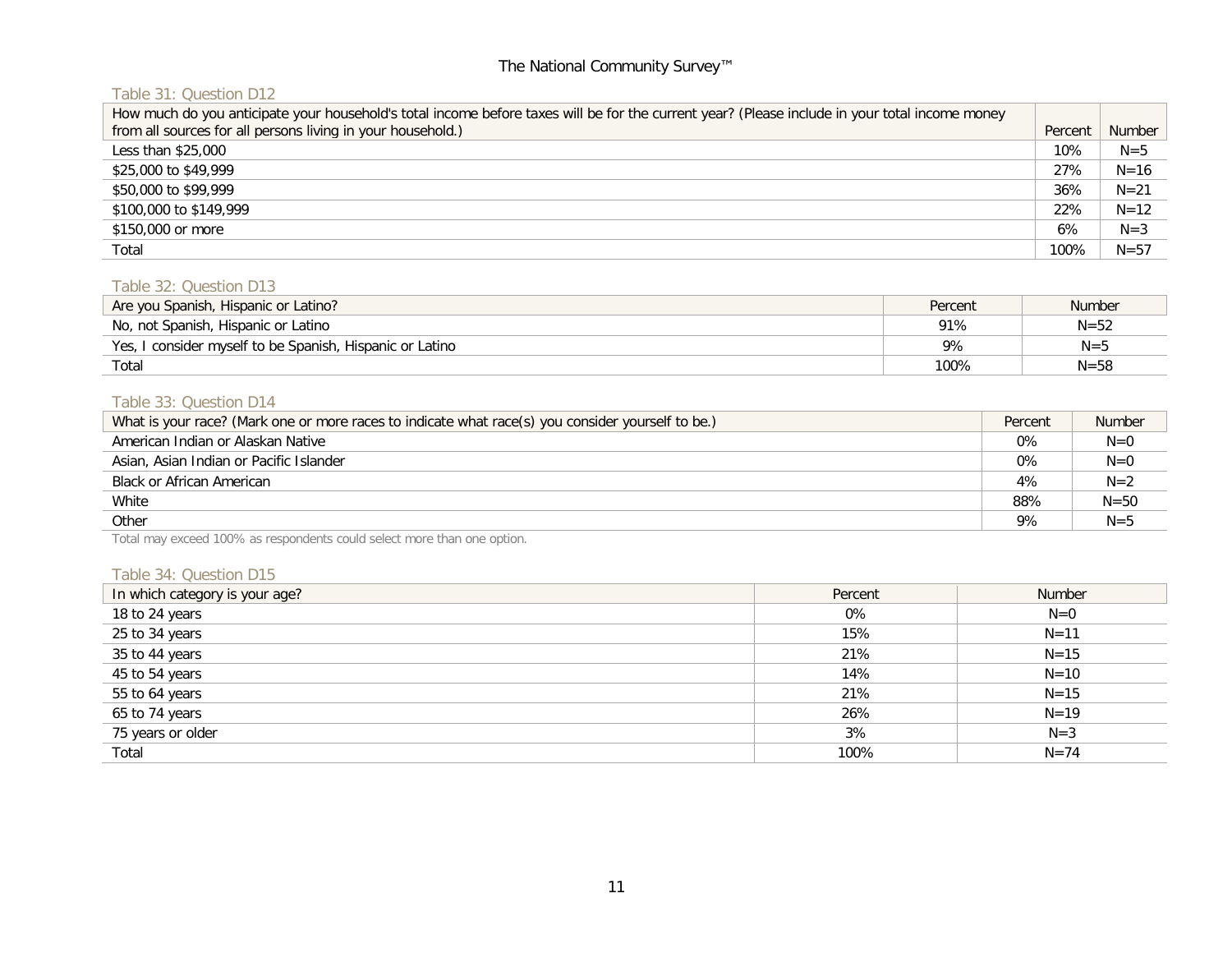Table 31: Question D12

| How much do you anticipate your household's total income before taxes will be for the current year? (Please include in your total income money from all sources for all persons living in your household.) | Percent | Number |
|---|---|---|
| Less than $25,000 | 10% | N=5 |
| $25,000 to $49,999 | 27% | N=16 |
| $50,000 to $99,999 | 36% | N=21 |
| $100,000 to $149,999 | 22% | N=12 |
| $150,000 or more | 6% | N=3 |
| Total | 100% | N=57 |

Table 32: Question D13

| Are you Spanish, Hispanic or Latino? | Percent | Number |
|---|---|---|
| No, not Spanish, Hispanic or Latino | 91% | N=52 |
| Yes, I consider myself to be Spanish, Hispanic or Latino | 9% | N=5 |
| Total | 100% | N=58 |

Table 33: Question D14

| What is your race? (Mark one or more races to indicate what race(s) you consider yourself to be.) | Percent | Number |
|---|---|---|
| American Indian or Alaskan Native | 0% | N=0 |
| Asian, Asian Indian or Pacific Islander | 0% | N=0 |
| Black or African American | 4% | N=2 |
| White | 88% | N=50 |
| Other | 9% | N=5 |

Total may exceed 100% as respondents could select more than one option.

Table 34: Question D15

| In which category is your age? | Percent | Number |
|---|---|---|
| 18 to 24 years | 0% | N=0 |
| 25 to 34 years | 15% | N=11 |
| 35 to 44 years | 21% | N=15 |
| 45 to 54 years | 14% | N=10 |
| 55 to 64 years | 21% | N=15 |
| 65 to 74 years | 26% | N=19 |
| 75 years or older | 3% | N=3 |
| Total | 100% | N=74 |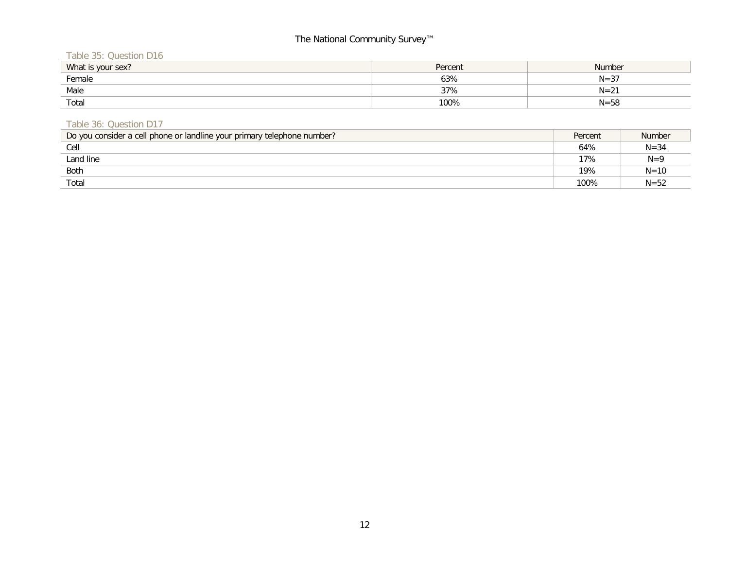Table 35: Question D16

| What is your sex? | Percent | Number |
|---|---|---|
| Female | 63% | N=37 |
| Male | 37% | N=21 |
| Total | 100% | N=58 |

Table 36: Question D17

| Do you consider a cell phone or landline your primary telephone number? | Percent | Number |
|---|---|---|
| Cell | 64% | N=34 |
| Land line | 17% | N=9 |
| Both | 19% | N=10 |
| Total | 100% | N=52 |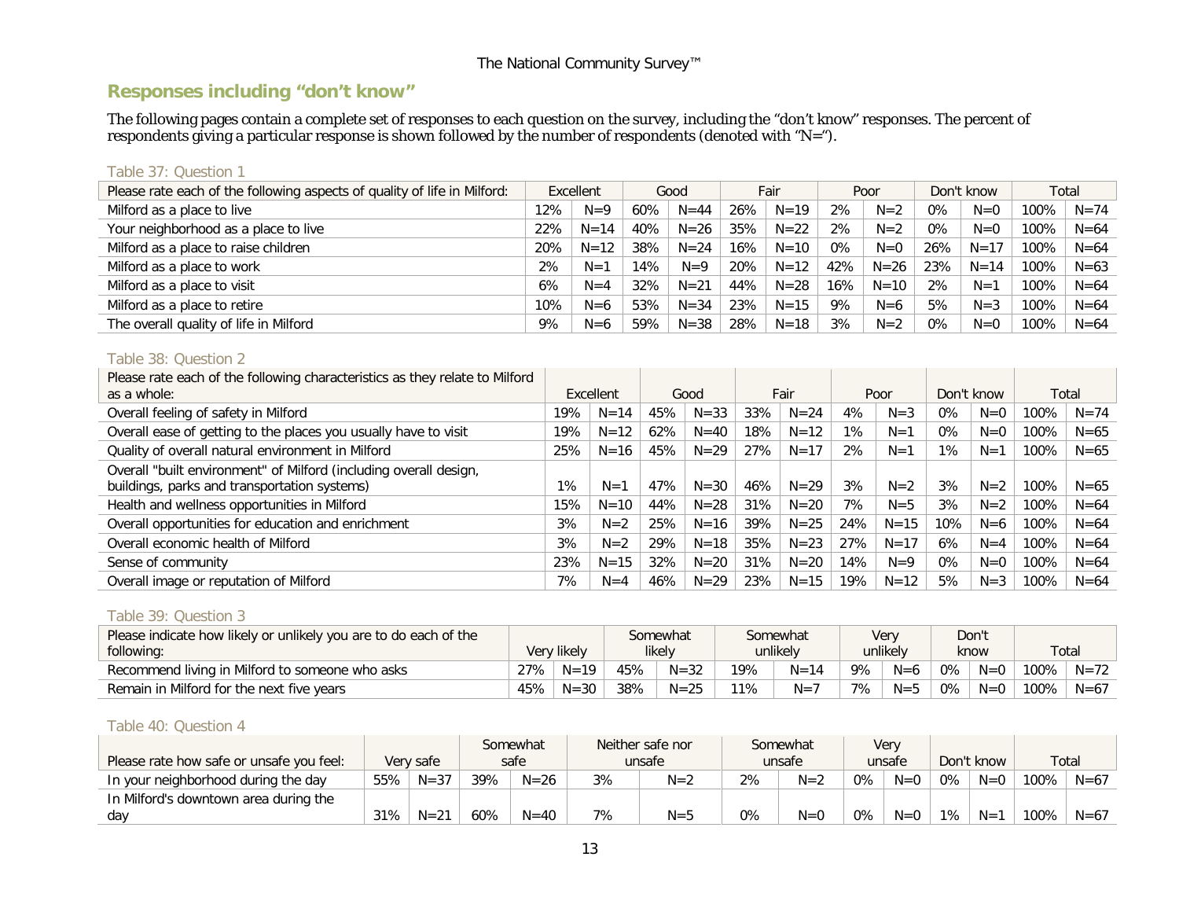## Responses including "don't know"

The following pages contain a complete set of responses to each question on the survey, including the "don't know" responses. The percent of respondents giving a particular response is shown followed by the number of respondents (denoted with "N=").

Table 37: Question 1

| Please rate each of the following aspects of quality of life in Milford: | Excellent | | Good | | Fair | | Poor | | Don't know | | Total | |
|---|---|---|---|---|---|---|---|---|---|---|---|---|
| Milford as a place to live | 12% | N=9 | 60% | N=44 | 26% | N=19 | 2% | N=2 | 0% | N=0 | 100% | N=74 |
| Your neighborhood as a place to live | 22% | N=14 | 40% | N=26 | 35% | N=22 | 2% | N=2 | 0% | N=0 | 100% | N=64 |
| Milford as a place to raise children | 20% | N=12 | 38% | N=24 | 16% | N=10 | 0% | N=0 | 26% | N=17 | 100% | N=64 |
| Milford as a place to work | 2% | N=1 | 14% | N=9 | 20% | N=12 | 42% | N=26 | 23% | N=14 | 100% | N=63 |
| Milford as a place to visit | 6% | N=4 | 32% | N=21 | 44% | N=28 | 16% | N=10 | 2% | N=1 | 100% | N=64 |
| Milford as a place to retire | 10% | N=6 | 53% | N=34 | 23% | N=15 | 9% | N=6 | 5% | N=3 | 100% | N=64 |
| The overall quality of life in Milford | 9% | N=6 | 59% | N=38 | 28% | N=18 | 3% | N=2 | 0% | N=0 | 100% | N=64 |

Table 38: Question 2

| Please rate each of the following characteristics as they relate to Milford as a whole: | Excellent | | Good | | Fair | | Poor | | Don't know | | Total | |
|---|---|---|---|---|---|---|---|---|---|---|---|---|
| Overall feeling of safety in Milford | 19% | N=14 | 45% | N=33 | 33% | N=24 | 4% | N=3 | 0% | N=0 | 100% | N=74 |
| Overall ease of getting to the places you usually have to visit | 19% | N=12 | 62% | N=40 | 18% | N=12 | 1% | N=1 | 0% | N=0 | 100% | N=65 |
| Quality of overall natural environment in Milford | 25% | N=16 | 45% | N=29 | 27% | N=17 | 2% | N=1 | 1% | N=1 | 100% | N=65 |
| Overall "built environment" of Milford (including overall design, buildings, parks and transportation systems) | 1% | N=1 | 47% | N=30 | 46% | N=29 | 3% | N=2 | 3% | N=2 | 100% | N=65 |
| Health and wellness opportunities in Milford | 15% | N=10 | 44% | N=28 | 31% | N=20 | 7% | N=5 | 3% | N=2 | 100% | N=64 |
| Overall opportunities for education and enrichment | 3% | N=2 | 25% | N=16 | 39% | N=25 | 24% | N=15 | 10% | N=6 | 100% | N=64 |
| Overall economic health of Milford | 3% | N=2 | 29% | N=18 | 35% | N=23 | 27% | N=17 | 6% | N=4 | 100% | N=64 |
| Sense of community | 23% | N=15 | 32% | N=20 | 31% | N=20 | 14% | N=9 | 0% | N=0 | 100% | N=64 |
| Overall image or reputation of Milford | 7% | N=4 | 46% | N=29 | 23% | N=15 | 19% | N=12 | 5% | N=3 | 100% | N=64 |

Table 39: Question 3

| Please indicate how likely or unlikely you are to do each of the following: | Very likely | | Somewhat likely | | Somewhat unlikely | | Very unlikely | | Don't know | | Total | |
|---|---|---|---|---|---|---|---|---|---|---|---|---|
| Recommend living in Milford to someone who asks | 27% | N=19 | 45% | N=32 | 19% | N=14 | 9% | N=6 | 0% | N=0 | 100% | N=72 |
| Remain in Milford for the next five years | 45% | N=30 | 38% | N=25 | 11% | N=7 | 7% | N=5 | 0% | N=0 | 100% | N=67 |

Table 40: Question 4

| Please rate how safe or unsafe you feel: | Very safe | | Somewhat safe | | Neither safe nor unsafe | | Somewhat unsafe | | Very unsafe | | Don't know | | Total | |
|---|---|---|---|---|---|---|---|---|---|---|---|---|---|---|
| In your neighborhood during the day | 55% | N=37 | 39% | N=26 | 3% | N=2 | 2% | N=2 | 0% | N=0 | 0% | N=0 | 100% | N=67 |
| In Milford's downtown area during the day | 31% | N=21 | 60% | N=40 | 7% | N=5 | 0% | N=0 | 0% | N=0 | 1% | N=1 | 100% | N=67 |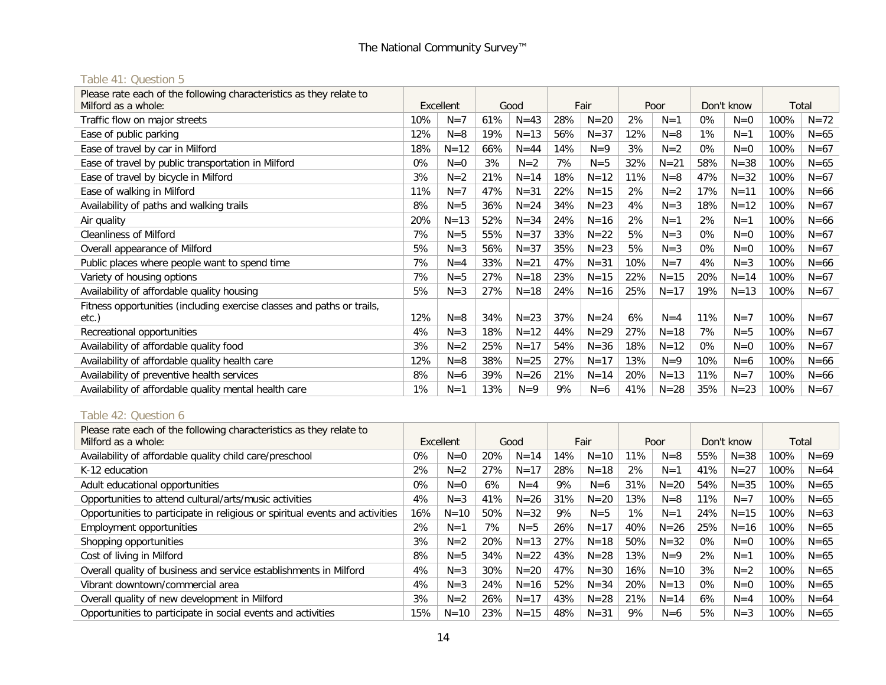Table 41: Question 5

| Please rate each of the following characteristics as they relate to Milford as a whole: | Excellent | | Good | | Fair | | Poor | | Don't know | | Total | |
|---|---|---|---|---|---|---|---|---|---|---|---|---|
| Traffic flow on major streets | 10% | N=7 | 61% | N=43 | 28% | N=20 | 2% | N=1 | 0% | N=0 | 100% | N=72 |
| Ease of public parking | 12% | N=8 | 19% | N=13 | 56% | N=37 | 12% | N=8 | 1% | N=1 | 100% | N=65 |
| Ease of travel by car in Milford | 18% | N=12 | 66% | N=44 | 14% | N=9 | 3% | N=2 | 0% | N=0 | 100% | N=67 |
| Ease of travel by public transportation in Milford | 0% | N=0 | 3% | N=2 | 7% | N=5 | 32% | N=21 | 58% | N=38 | 100% | N=65 |
| Ease of travel by bicycle in Milford | 3% | N=2 | 21% | N=14 | 18% | N=12 | 11% | N=8 | 47% | N=32 | 100% | N=67 |
| Ease of walking in Milford | 11% | N=7 | 47% | N=31 | 22% | N=15 | 2% | N=2 | 17% | N=11 | 100% | N=66 |
| Availability of paths and walking trails | 8% | N=5 | 36% | N=24 | 34% | N=23 | 4% | N=3 | 18% | N=12 | 100% | N=67 |
| Air quality | 20% | N=13 | 52% | N=34 | 24% | N=16 | 2% | N=1 | 2% | N=1 | 100% | N=66 |
| Cleanliness of Milford | 7% | N=5 | 55% | N=37 | 33% | N=22 | 5% | N=3 | 0% | N=0 | 100% | N=67 |
| Overall appearance of Milford | 5% | N=3 | 56% | N=37 | 35% | N=23 | 5% | N=3 | 0% | N=0 | 100% | N=67 |
| Public places where people want to spend time | 7% | N=4 | 33% | N=21 | 47% | N=31 | 10% | N=7 | 4% | N=3 | 100% | N=66 |
| Variety of housing options | 7% | N=5 | 27% | N=18 | 23% | N=15 | 22% | N=15 | 20% | N=14 | 100% | N=67 |
| Availability of affordable quality housing | 5% | N=3 | 27% | N=18 | 24% | N=16 | 25% | N=17 | 19% | N=13 | 100% | N=67 |
| Fitness opportunities (including exercise classes and paths or trails, etc.) | 12% | N=8 | 34% | N=23 | 37% | N=24 | 6% | N=4 | 11% | N=7 | 100% | N=67 |
| Recreational opportunities | 4% | N=3 | 18% | N=12 | 44% | N=29 | 27% | N=18 | 7% | N=5 | 100% | N=67 |
| Availability of affordable quality food | 3% | N=2 | 25% | N=17 | 54% | N=36 | 18% | N=12 | 0% | N=0 | 100% | N=67 |
| Availability of affordable quality health care | 12% | N=8 | 38% | N=25 | 27% | N=17 | 13% | N=9 | 10% | N=6 | 100% | N=66 |
| Availability of preventive health services | 8% | N=6 | 39% | N=26 | 21% | N=14 | 20% | N=13 | 11% | N=7 | 100% | N=66 |
| Availability of affordable quality mental health care | 1% | N=1 | 13% | N=9 | 9% | N=6 | 41% | N=28 | 35% | N=23 | 100% | N=67 |

Table 42: Question 6

| Please rate each of the following characteristics as they relate to Milford as a whole: | Excellent | | Good | | Fair | | Poor | | Don't know | | Total | |
|---|---|---|---|---|---|---|---|---|---|---|---|---|
| Availability of affordable quality child care/preschool | 0% | N=0 | 20% | N=14 | 14% | N=10 | 11% | N=8 | 55% | N=38 | 100% | N=69 |
| K-12 education | 2% | N=2 | 27% | N=17 | 28% | N=18 | 2% | N=1 | 41% | N=27 | 100% | N=64 |
| Adult educational opportunities | 0% | N=0 | 6% | N=4 | 9% | N=6 | 31% | N=20 | 54% | N=35 | 100% | N=65 |
| Opportunities to attend cultural/arts/music activities | 4% | N=3 | 41% | N=26 | 31% | N=20 | 13% | N=8 | 11% | N=7 | 100% | N=65 |
| Opportunities to participate in religious or spiritual events and activities | 16% | N=10 | 50% | N=32 | 9% | N=5 | 1% | N=1 | 24% | N=15 | 100% | N=63 |
| Employment opportunities | 2% | N=1 | 7% | N=5 | 26% | N=17 | 40% | N=26 | 25% | N=16 | 100% | N=65 |
| Shopping opportunities | 3% | N=2 | 20% | N=13 | 27% | N=18 | 50% | N=32 | 0% | N=0 | 100% | N=65 |
| Cost of living in Milford | 8% | N=5 | 34% | N=22 | 43% | N=28 | 13% | N=9 | 2% | N=1 | 100% | N=65 |
| Overall quality of business and service establishments in Milford | 4% | N=3 | 30% | N=20 | 47% | N=30 | 16% | N=10 | 3% | N=2 | 100% | N=65 |
| Vibrant downtown/commercial area | 4% | N=3 | 24% | N=16 | 52% | N=34 | 20% | N=13 | 0% | N=0 | 100% | N=65 |
| Overall quality of new development in Milford | 3% | N=2 | 26% | N=17 | 43% | N=28 | 21% | N=14 | 6% | N=4 | 100% | N=64 |
| Opportunities to participate in social events and activities | 15% | N=10 | 23% | N=15 | 48% | N=31 | 9% | N=6 | 5% | N=3 | 100% | N=65 |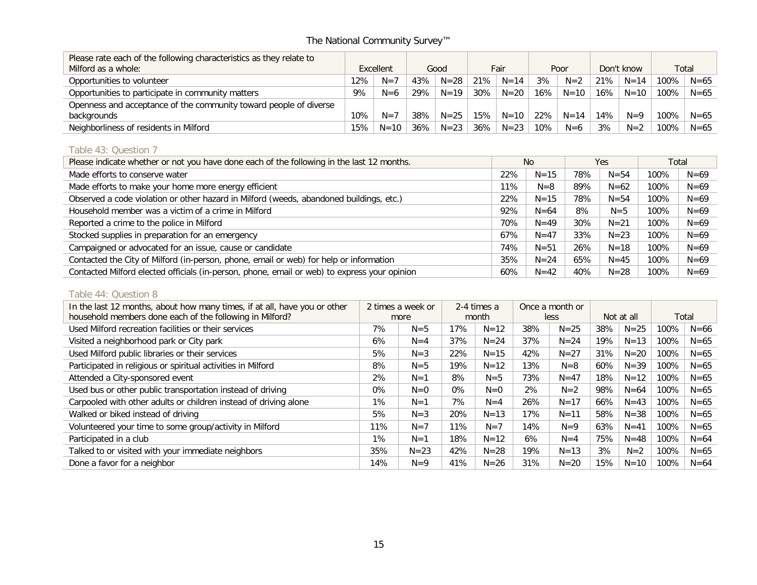| Please rate each of the following characteristics as they relate to Milford as a whole: | Excellent | | Good | | Fair | | Poor | | Don't know | | Total | |
|---|---|---|---|---|---|---|---|---|---|---|---|---|
| Opportunities to volunteer | 12% | N=7 | 43% | N=28 | 21% | N=14 | 3% | N=2 | 21% | N=14 | 100% | N=65 |
| Opportunities to participate in community matters | 9% | N=6 | 29% | N=19 | 30% | N=20 | 16% | N=10 | 16% | N=10 | 100% | N=65 |
| Openness and acceptance of the community toward people of diverse backgrounds | 10% | N=7 | 38% | N=25 | 15% | N=10 | 22% | N=14 | 14% | N=9 | 100% | N=65 |
| Neighborliness of residents in Milford | 15% | N=10 | 36% | N=23 | 36% | N=23 | 10% | N=6 | 3% | N=2 | 100% | N=65 |

Table 43: Question 7

| Please indicate whether or not you have done each of the following in the last 12 months. | No | | Yes | | Total | |
|---|---|---|---|---|---|---|
| Made efforts to conserve water | 22% | N=15 | 78% | N=54 | 100% | N=69 |
| Made efforts to make your home more energy efficient | 11% | N=8 | 89% | N=62 | 100% | N=69 |
| Observed a code violation or other hazard in Milford (weeds, abandoned buildings, etc.) | 22% | N=15 | 78% | N=54 | 100% | N=69 |
| Household member was a victim of a crime in Milford | 92% | N=64 | 8% | N=5 | 100% | N=69 |
| Reported a crime to the police in Milford | 70% | N=49 | 30% | N=21 | 100% | N=69 |
| Stocked supplies in preparation for an emergency | 67% | N=47 | 33% | N=23 | 100% | N=69 |
| Campaigned or advocated for an issue, cause or candidate | 74% | N=51 | 26% | N=18 | 100% | N=69 |
| Contacted the City of Milford (in-person, phone, email or web) for help or information | 35% | N=24 | 65% | N=45 | 100% | N=69 |
| Contacted Milford elected officials (in-person, phone, email or web) to express your opinion | 60% | N=42 | 40% | N=28 | 100% | N=69 |

Table 44: Question 8

| In the last 12 months, about how many times, if at all, have you or other household members done each of the following in Milford? | 2 times a week or more | | 2-4 times a month | | Once a month or less | | Not at all | | Total | |
|---|---|---|---|---|---|---|---|---|---|---|
| Used Milford recreation facilities or their services | 7% | N=5 | 17% | N=12 | 38% | N=25 | 38% | N=25 | 100% | N=66 |
| Visited a neighborhood park or City park | 6% | N=4 | 37% | N=24 | 37% | N=24 | 19% | N=13 | 100% | N=65 |
| Used Milford public libraries or their services | 5% | N=3 | 22% | N=15 | 42% | N=27 | 31% | N=20 | 100% | N=65 |
| Participated in religious or spiritual activities in Milford | 8% | N=5 | 19% | N=12 | 13% | N=8 | 60% | N=39 | 100% | N=65 |
| Attended a City-sponsored event | 2% | N=1 | 8% | N=5 | 73% | N=47 | 18% | N=12 | 100% | N=65 |
| Used bus or other public transportation instead of driving | 0% | N=0 | 0% | N=0 | 2% | N=2 | 98% | N=64 | 100% | N=65 |
| Carpooled with other adults or children instead of driving alone | 1% | N=1 | 7% | N=4 | 26% | N=17 | 66% | N=43 | 100% | N=65 |
| Walked or biked instead of driving | 5% | N=3 | 20% | N=13 | 17% | N=11 | 58% | N=38 | 100% | N=65 |
| Volunteered your time to some group/activity in Milford | 11% | N=7 | 11% | N=7 | 14% | N=9 | 63% | N=41 | 100% | N=65 |
| Participated in a club | 1% | N=1 | 18% | N=12 | 6% | N=4 | 75% | N=48 | 100% | N=64 |
| Talked to or visited with your immediate neighbors | 35% | N=23 | 42% | N=28 | 19% | N=13 | 3% | N=2 | 100% | N=65 |
| Done a favor for a neighbor | 14% | N=9 | 41% | N=26 | 31% | N=20 | 15% | N=10 | 100% | N=64 |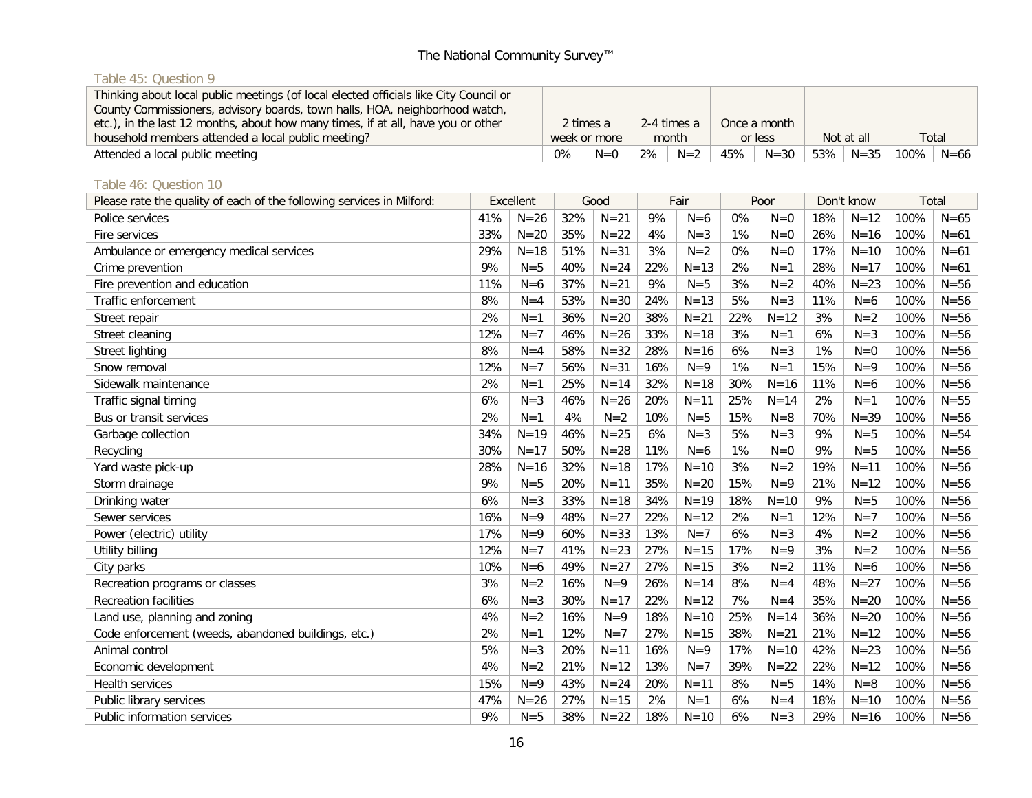Table 45: Question 9

| Thinking about local public meetings (of local elected officials like City Council or County Commissioners, advisory boards, town halls, HOA, neighborhood watch, etc.), in the last 12 months, about how many times, if at all, have you or other household members attended a local public meeting? | 2 times a week or more | | 2-4 times a month | | Once a month or less | | Not at all | | Total | |
|---|---|---|---|---|---|---|---|---|---|---|
| Attended a local public meeting | 0% | N=0 | 2% | N=2 | 45% | N=30 | 53% | N=35 | 100% | N=66 |

Table 46: Question 10

| Please rate the quality of each of the following services in Milford: | Excellent | | Good | | Fair | | Poor | | Don't know | | Total | |
|---|---|---|---|---|---|---|---|---|---|---|---|---|
| Police services | 41% | N=26 | 32% | N=21 | 9% | N=6 | 0% | N=0 | 18% | N=12 | 100% | N=65 |
| Fire services | 33% | N=20 | 35% | N=22 | 4% | N=3 | 1% | N=0 | 26% | N=16 | 100% | N=61 |
| Ambulance or emergency medical services | 29% | N=18 | 51% | N=31 | 3% | N=2 | 0% | N=0 | 17% | N=10 | 100% | N=61 |
| Crime prevention | 9% | N=5 | 40% | N=24 | 22% | N=13 | 2% | N=1 | 28% | N=17 | 100% | N=61 |
| Fire prevention and education | 11% | N=6 | 37% | N=21 | 9% | N=5 | 3% | N=2 | 40% | N=23 | 100% | N=56 |
| Traffic enforcement | 8% | N=4 | 53% | N=30 | 24% | N=13 | 5% | N=3 | 11% | N=6 | 100% | N=56 |
| Street repair | 2% | N=1 | 36% | N=20 | 38% | N=21 | 22% | N=12 | 3% | N=2 | 100% | N=56 |
| Street cleaning | 12% | N=7 | 46% | N=26 | 33% | N=18 | 3% | N=1 | 6% | N=3 | 100% | N=56 |
| Street lighting | 8% | N=4 | 58% | N=32 | 28% | N=16 | 6% | N=3 | 1% | N=0 | 100% | N=56 |
| Snow removal | 12% | N=7 | 56% | N=31 | 16% | N=9 | 1% | N=1 | 15% | N=9 | 100% | N=56 |
| Sidewalk maintenance | 2% | N=1 | 25% | N=14 | 32% | N=18 | 30% | N=16 | 11% | N=6 | 100% | N=56 |
| Traffic signal timing | 6% | N=3 | 46% | N=26 | 20% | N=11 | 25% | N=14 | 2% | N=1 | 100% | N=55 |
| Bus or transit services | 2% | N=1 | 4% | N=2 | 10% | N=5 | 15% | N=8 | 70% | N=39 | 100% | N=56 |
| Garbage collection | 34% | N=19 | 46% | N=25 | 6% | N=3 | 5% | N=3 | 9% | N=5 | 100% | N=54 |
| Recycling | 30% | N=17 | 50% | N=28 | 11% | N=6 | 1% | N=0 | 9% | N=5 | 100% | N=56 |
| Yard waste pick-up | 28% | N=16 | 32% | N=18 | 17% | N=10 | 3% | N=2 | 19% | N=11 | 100% | N=56 |
| Storm drainage | 9% | N=5 | 20% | N=11 | 35% | N=20 | 15% | N=9 | 21% | N=12 | 100% | N=56 |
| Drinking water | 6% | N=3 | 33% | N=18 | 34% | N=19 | 18% | N=10 | 9% | N=5 | 100% | N=56 |
| Sewer services | 16% | N=9 | 48% | N=27 | 22% | N=12 | 2% | N=1 | 12% | N=7 | 100% | N=56 |
| Power (electric) utility | 17% | N=9 | 60% | N=33 | 13% | N=7 | 6% | N=3 | 4% | N=2 | 100% | N=56 |
| Utility billing | 12% | N=7 | 41% | N=23 | 27% | N=15 | 17% | N=9 | 3% | N=2 | 100% | N=56 |
| City parks | 10% | N=6 | 49% | N=27 | 27% | N=15 | 3% | N=2 | 11% | N=6 | 100% | N=56 |
| Recreation programs or classes | 3% | N=2 | 16% | N=9 | 26% | N=14 | 8% | N=4 | 48% | N=27 | 100% | N=56 |
| Recreation facilities | 6% | N=3 | 30% | N=17 | 22% | N=12 | 7% | N=4 | 35% | N=20 | 100% | N=56 |
| Land use, planning and zoning | 4% | N=2 | 16% | N=9 | 18% | N=10 | 25% | N=14 | 36% | N=20 | 100% | N=56 |
| Code enforcement (weeds, abandoned buildings, etc.) | 2% | N=1 | 12% | N=7 | 27% | N=15 | 38% | N=21 | 21% | N=12 | 100% | N=56 |
| Animal control | 5% | N=3 | 20% | N=11 | 16% | N=9 | 17% | N=10 | 42% | N=23 | 100% | N=56 |
| Economic development | 4% | N=2 | 21% | N=12 | 13% | N=7 | 39% | N=22 | 22% | N=12 | 100% | N=56 |
| Health services | 15% | N=9 | 43% | N=24 | 20% | N=11 | 8% | N=5 | 14% | N=8 | 100% | N=56 |
| Public library services | 47% | N=26 | 27% | N=15 | 2% | N=1 | 6% | N=4 | 18% | N=10 | 100% | N=56 |
| Public information services | 9% | N=5 | 38% | N=22 | 18% | N=10 | 6% | N=3 | 29% | N=16 | 100% | N=56 |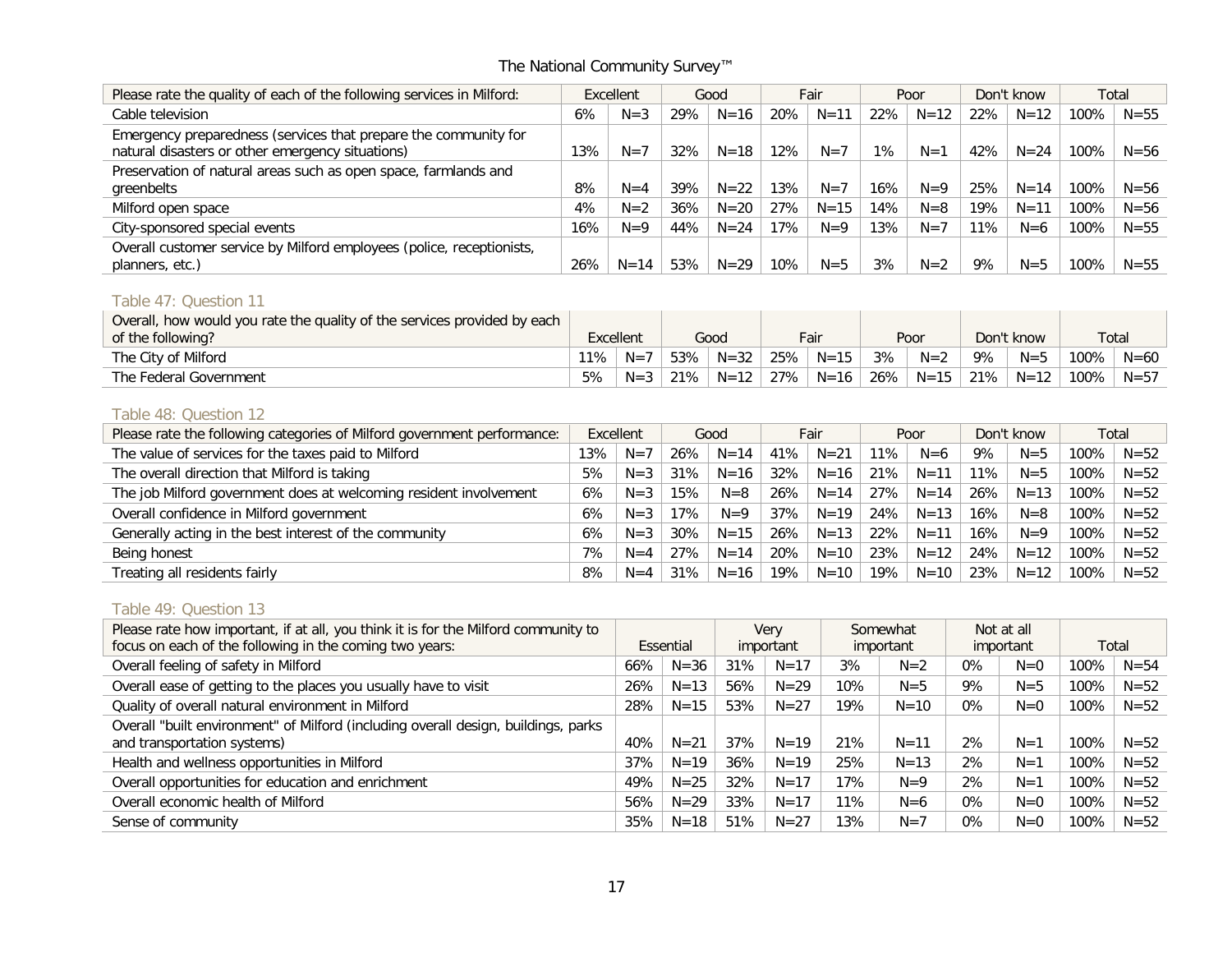| Please rate the quality of each of the following services in Milford: | Excellent | | Good | | Fair | | Poor | | Don't know | | Total | |
|---|---|---|---|---|---|---|---|---|---|---|---|---|
| Cable television | 6% | N=3 | 29% | N=16 | 20% | N=11 | 22% | N=12 | 22% | N=12 | 100% | N=55 |
| Emergency preparedness (services that prepare the community for natural disasters or other emergency situations) | 13% | N=7 | 32% | N=18 | 12% | N=7 | 1% | N=1 | 42% | N=24 | 100% | N=56 |
| Preservation of natural areas such as open space, farmlands and greenbelts | 8% | N=4 | 39% | N=22 | 13% | N=7 | 16% | N=9 | 25% | N=14 | 100% | N=56 |
| Milford open space | 4% | N=2 | 36% | N=20 | 27% | N=15 | 14% | N=8 | 19% | N=11 | 100% | N=56 |
| City-sponsored special events | 16% | N=9 | 44% | N=24 | 17% | N=9 | 13% | N=7 | 11% | N=6 | 100% | N=55 |
| Overall customer service by Milford employees (police, receptionists, planners, etc.) | 26% | N=14 | 53% | N=29 | 10% | N=5 | 3% | N=2 | 9% | N=5 | 100% | N=55 |

Table 47: Question 11

| Overall, how would you rate the quality of the services provided by each of the following? | Excellent | | Good | | Fair | | Poor | | Don't know | | Total | |
|---|---|---|---|---|---|---|---|---|---|---|---|---|
| The City of Milford | 11% | N=7 | 53% | N=32 | 25% | N=15 | 3% | N=2 | 9% | N=5 | 100% | N=60 |
| The Federal Government | 5% | N=3 | 21% | N=12 | 27% | N=16 | 26% | N=15 | 21% | N=12 | 100% | N=57 |

Table 48: Question 12

| Please rate the following categories of Milford government performance: | Excellent | | Good | | Fair | | Poor | | Don't know | | Total | |
|---|---|---|---|---|---|---|---|---|---|---|---|---|
| The value of services for the taxes paid to Milford | 13% | N=7 | 26% | N=14 | 41% | N=21 | 11% | N=6 | 9% | N=5 | 100% | N=52 |
| The overall direction that Milford is taking | 5% | N=3 | 31% | N=16 | 32% | N=16 | 21% | N=11 | 11% | N=5 | 100% | N=52 |
| The job Milford government does at welcoming resident involvement | 6% | N=3 | 15% | N=8 | 26% | N=14 | 27% | N=14 | 26% | N=13 | 100% | N=52 |
| Overall confidence in Milford government | 6% | N=3 | 17% | N=9 | 37% | N=19 | 24% | N=13 | 16% | N=8 | 100% | N=52 |
| Generally acting in the best interest of the community | 6% | N=3 | 30% | N=15 | 26% | N=13 | 22% | N=11 | 16% | N=9 | 100% | N=52 |
| Being honest | 7% | N=4 | 27% | N=14 | 20% | N=10 | 23% | N=12 | 24% | N=12 | 100% | N=52 |
| Treating all residents fairly | 8% | N=4 | 31% | N=16 | 19% | N=10 | 19% | N=10 | 23% | N=12 | 100% | N=52 |

Table 49: Question 13

| Please rate how important, if at all, you think it is for the Milford community to focus on each of the following in the coming two years: | Essential | | Very important | | Somewhat important | | Not at all important | | Total | |
|---|---|---|---|---|---|---|---|---|---|---|
| Overall feeling of safety in Milford | 66% | N=36 | 31% | N=17 | 3% | N=2 | 0% | N=0 | 100% | N=54 |
| Overall ease of getting to the places you usually have to visit | 26% | N=13 | 56% | N=29 | 10% | N=5 | 9% | N=5 | 100% | N=52 |
| Quality of overall natural environment in Milford | 28% | N=15 | 53% | N=27 | 19% | N=10 | 0% | N=0 | 100% | N=52 |
| Overall "built environment" of Milford (including overall design, buildings, parks and transportation systems) | 40% | N=21 | 37% | N=19 | 21% | N=11 | 2% | N=1 | 100% | N=52 |
| Health and wellness opportunities in Milford | 37% | N=19 | 36% | N=19 | 25% | N=13 | 2% | N=1 | 100% | N=52 |
| Overall opportunities for education and enrichment | 49% | N=25 | 32% | N=17 | 17% | N=9 | 2% | N=1 | 100% | N=52 |
| Overall economic health of Milford | 56% | N=29 | 33% | N=17 | 11% | N=6 | 0% | N=0 | 100% | N=52 |
| Sense of community | 35% | N=18 | 51% | N=27 | 13% | N=7 | 0% | N=0 | 100% | N=52 |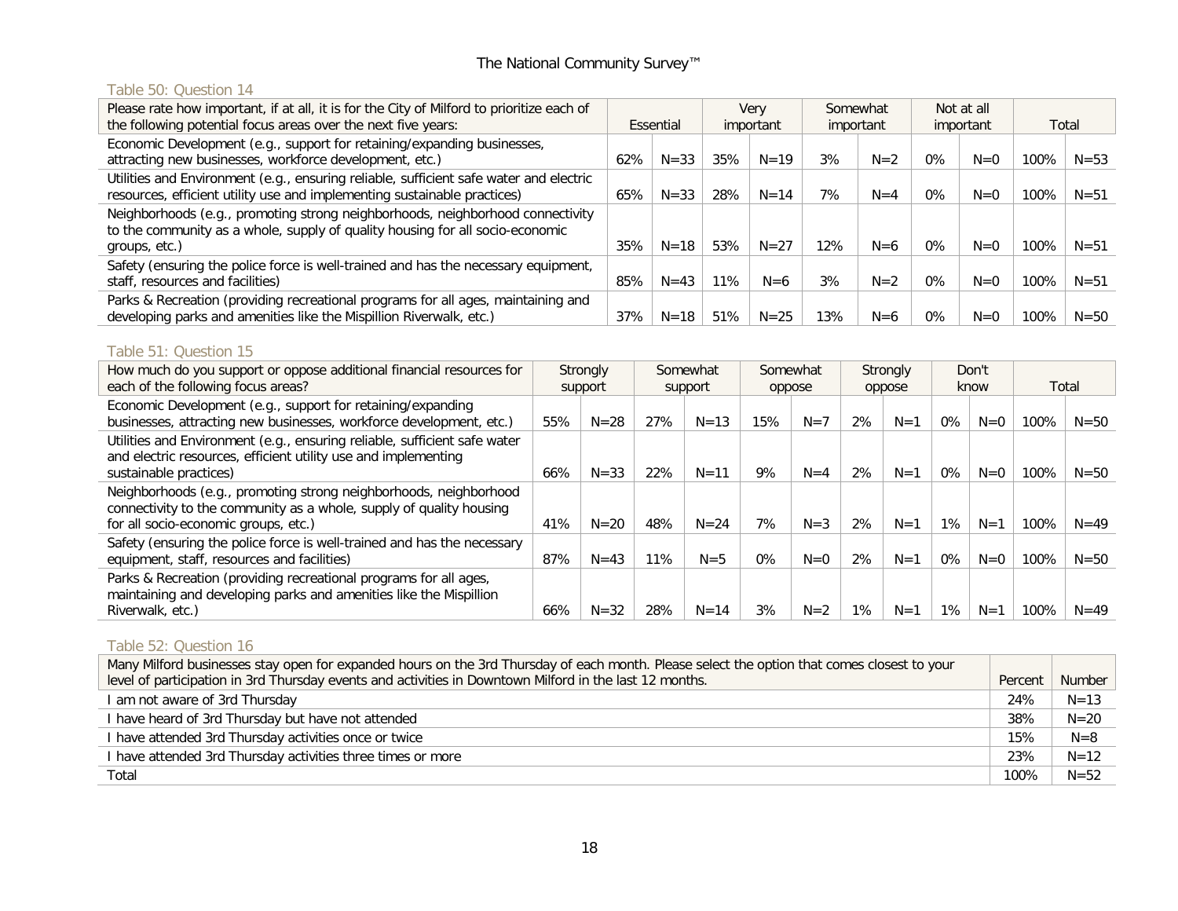Table 50: Question 14

| Please rate how important, if at all, it is for the City of Milford to prioritize each of the following potential focus areas over the next five years: | Essential | | Very important | | Somewhat important | | Not at all important | | Total | |
|---|---|---|---|---|---|---|---|---|---|---|
| Economic Development (e.g., support for retaining/expanding businesses, attracting new businesses, workforce development, etc.) | 62% | N=33 | 35% | N=19 | 3% | N=2 | 0% | N=0 | 100% | N=53 |
| Utilities and Environment (e.g., ensuring reliable, sufficient safe water and electric resources, efficient utility use and implementing sustainable practices) | 65% | N=33 | 28% | N=14 | 7% | N=4 | 0% | N=0 | 100% | N=51 |
| Neighborhoods (e.g., promoting strong neighborhoods, neighborhood connectivity to the community as a whole, supply of quality housing for all socio-economic groups, etc.) | 35% | N=18 | 53% | N=27 | 12% | N=6 | 0% | N=0 | 100% | N=51 |
| Safety (ensuring the police force is well-trained and has the necessary equipment, staff, resources and facilities) | 85% | N=43 | 11% | N=6 | 3% | N=2 | 0% | N=0 | 100% | N=51 |
| Parks & Recreation (providing recreational programs for all ages, maintaining and developing parks and amenities like the Mispillion Riverwalk, etc.) | 37% | N=18 | 51% | N=25 | 13% | N=6 | 0% | N=0 | 100% | N=50 |

Table 51: Question 15

| How much do you support or oppose additional financial resources for each of the following focus areas? | Strongly support | | Somewhat support | | Somewhat oppose | | Strongly oppose | | Don't know | | Total | |
|---|---|---|---|---|---|---|---|---|---|---|---|---|
| Economic Development (e.g., support for retaining/expanding businesses, attracting new businesses, workforce development, etc.) | 55% | N=28 | 27% | N=13 | 15% | N=7 | 2% | N=1 | 0% | N=0 | 100% | N=50 |
| Utilities and Environment (e.g., ensuring reliable, sufficient safe water and electric resources, efficient utility use and implementing sustainable practices) | 66% | N=33 | 22% | N=11 | 9% | N=4 | 2% | N=1 | 0% | N=0 | 100% | N=50 |
| Neighborhoods (e.g., promoting strong neighborhoods, neighborhood connectivity to the community as a whole, supply of quality housing for all socio-economic groups, etc.) | 41% | N=20 | 48% | N=24 | 7% | N=3 | 2% | N=1 | 1% | N=1 | 100% | N=49 |
| Safety (ensuring the police force is well-trained and has the necessary equipment, staff, resources and facilities) | 87% | N=43 | 11% | N=5 | 0% | N=0 | 2% | N=1 | 0% | N=0 | 100% | N=50 |
| Parks & Recreation (providing recreational programs for all ages, maintaining and developing parks and amenities like the Mispillion Riverwalk, etc.) | 66% | N=32 | 28% | N=14 | 3% | N=2 | 1% | N=1 | 1% | N=1 | 100% | N=49 |

Table 52: Question 16

| Many Milford businesses stay open for expanded hours on the 3rd Thursday of each month. Please select the option that comes closest to your level of participation in 3rd Thursday events and activities in Downtown Milford in the last 12 months. | Percent | Number |
|---|---|---|
| I am not aware of 3rd Thursday | 24% | N=13 |
| I have heard of 3rd Thursday but have not attended | 38% | N=20 |
| I have attended 3rd Thursday activities once or twice | 15% | N=8 |
| I have attended 3rd Thursday activities three times or more | 23% | N=12 |
| Total | 100% | N=52 |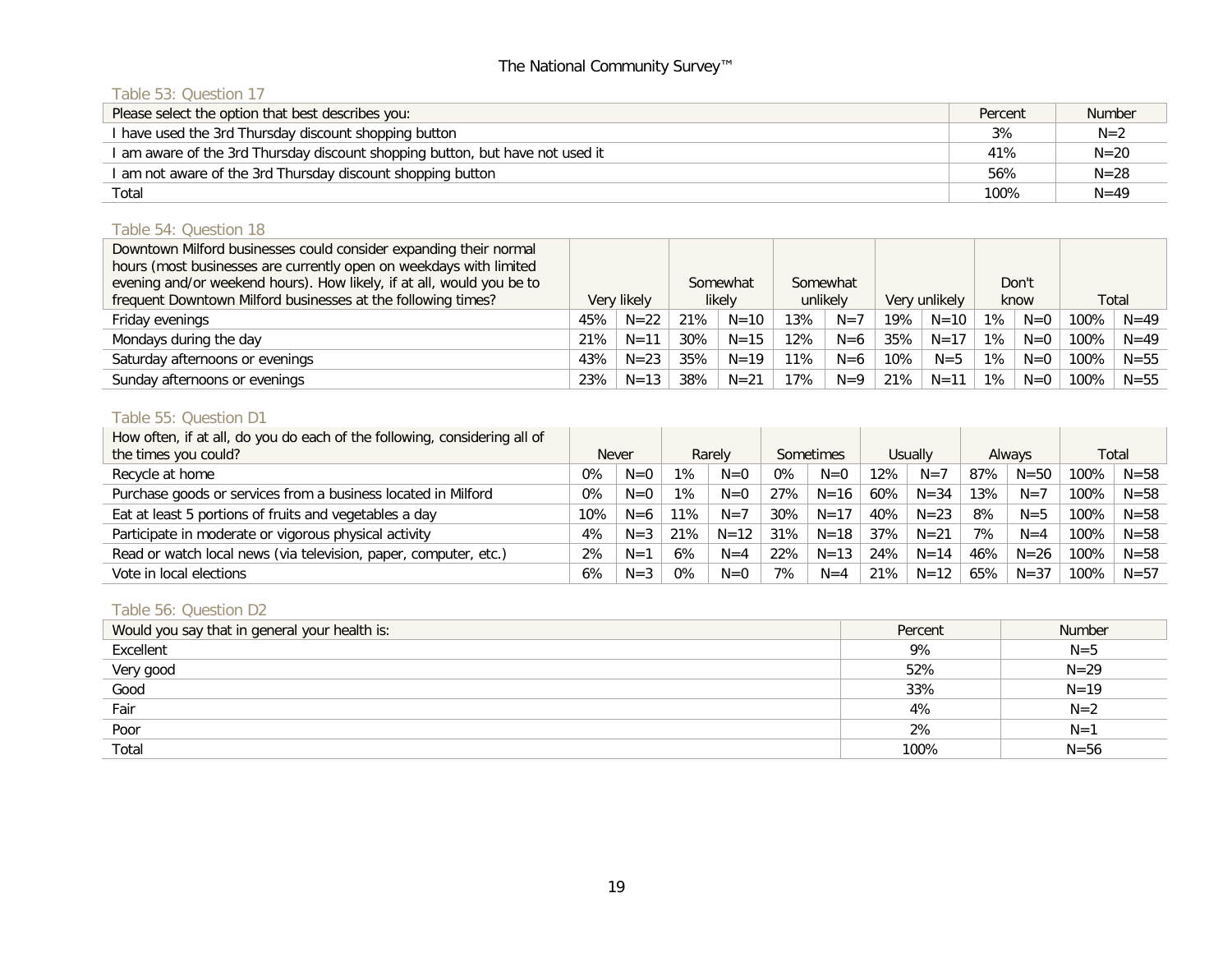### Table 53: Question 17

| Please select the option that best describes you: | Percent | Number |
|---|---|---|
| I have used the 3rd Thursday discount shopping button | 3% | N=2 |
| I am aware of the 3rd Thursday discount shopping button, but have not used it | 41% | N=20 |
| I am not aware of the 3rd Thursday discount shopping button | 56% | N=28 |
| Total | 100% | N=49 |

### Table 54: Question 18

| Downtown Milford businesses could consider expanding their normal hours (most businesses are currently open on weekdays with limited evening and/or weekend hours). How likely, if at all, would you be to frequent Downtown Milford businesses at the following times? | Very likely | | Somewhat likely | | Somewhat unlikely | | Very unlikely | | Don't know | | Total | |
|---|---|---|---|---|---|---|---|---|---|---|---|---|
| Friday evenings | 45% | N=22 | 21% | N=10 | 13% | N=7 | 19% | N=10 | 1% | N=0 | 100% | N=49 |
| Mondays during the day | 21% | N=11 | 30% | N=15 | 12% | N=6 | 35% | N=17 | 1% | N=0 | 100% | N=49 |
| Saturday afternoons or evenings | 43% | N=23 | 35% | N=19 | 11% | N=6 | 10% | N=5 | 1% | N=0 | 100% | N=55 |
| Sunday afternoons or evenings | 23% | N=13 | 38% | N=21 | 17% | N=9 | 21% | N=11 | 1% | N=0 | 100% | N=55 |

### Table 55: Question D1

| How often, if at all, do you do each of the following, considering all of the times you could? | Never | | Rarely | | Sometimes | | Usually | | Always | | Total | |
|---|---|---|---|---|---|---|---|---|---|---|---|---|
| Recycle at home | 0% | N=0 | 1% | N=0 | 0% | N=0 | 12% | N=7 | 87% | N=50 | 100% | N=58 |
| Purchase goods or services from a business located in Milford | 0% | N=0 | 1% | N=0 | 27% | N=16 | 60% | N=34 | 13% | N=7 | 100% | N=58 |
| Eat at least 5 portions of fruits and vegetables a day | 10% | N=6 | 11% | N=7 | 30% | N=17 | 40% | N=23 | 8% | N=5 | 100% | N=58 |
| Participate in moderate or vigorous physical activity | 4% | N=3 | 21% | N=12 | 31% | N=18 | 37% | N=21 | 7% | N=4 | 100% | N=58 |
| Read or watch local news (via television, paper, computer, etc.) | 2% | N=1 | 6% | N=4 | 22% | N=13 | 24% | N=14 | 46% | N=26 | 100% | N=58 |
| Vote in local elections | 6% | N=3 | 0% | N=0 | 7% | N=4 | 21% | N=12 | 65% | N=37 | 100% | N=57 |

### Table 56: Question D2

| Would you say that in general your health is: | Percent | Number |
|---|---|---|
| Excellent | 9% | N=5 |
| Very good | 52% | N=29 |
| Good | 33% | N=19 |
| Fair | 4% | N=2 |
| Poor | 2% | N=1 |
| Total | 100% | N=56 |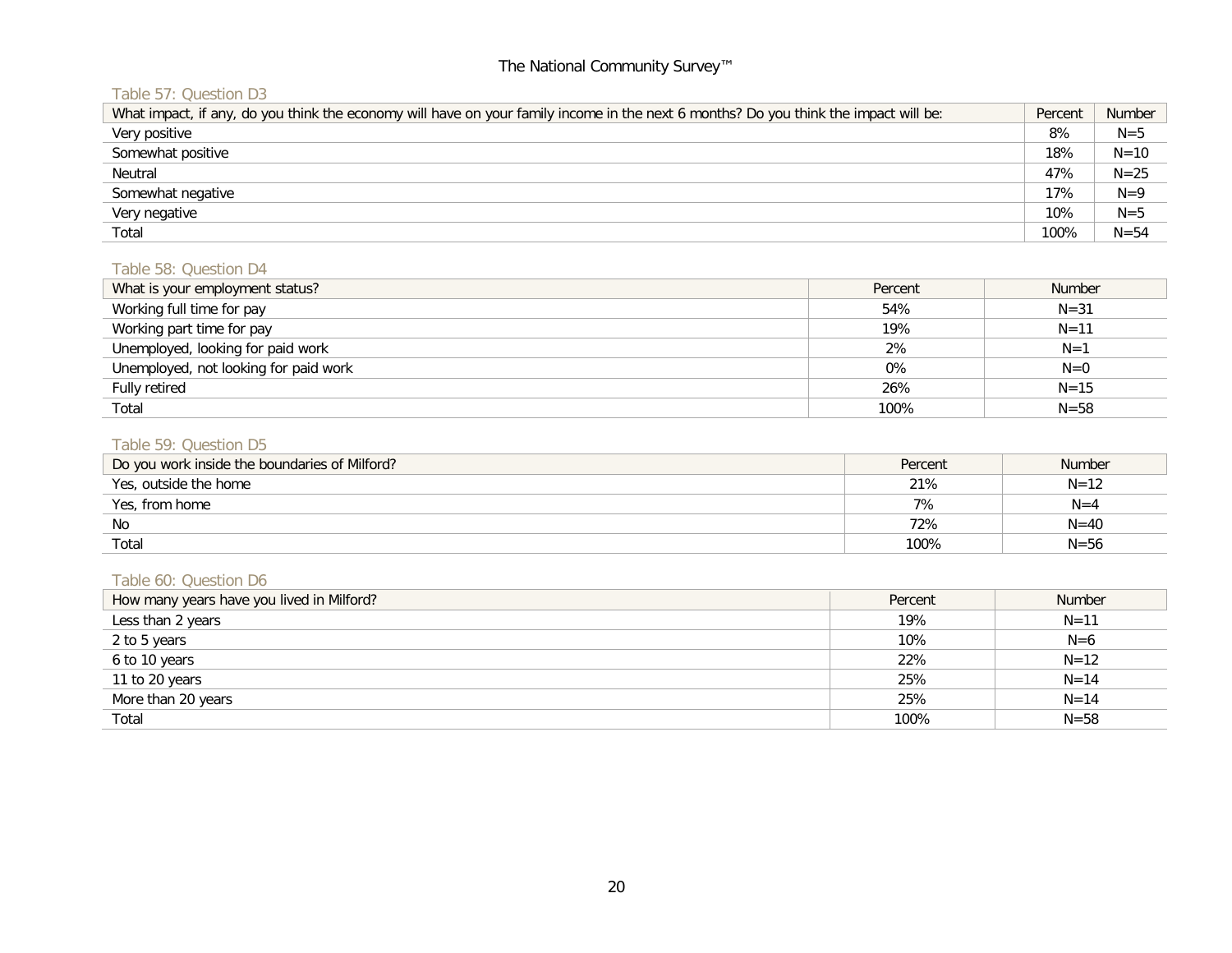### Table 57: Question D3

| What impact, if any, do you think the economy will have on your family income in the next 6 months? Do you think the impact will be: | Percent | Number |
|---|---|---|
| Very positive | 8% | N=5 |
| Somewhat positive | 18% | N=10 |
| Neutral | 47% | N=25 |
| Somewhat negative | 17% | N=9 |
| Very negative | 10% | N=5 |
| Total | 100% | N=54 |

### Table 58: Question D4

| What is your employment status? | Percent | Number |
|---|---|---|
| Working full time for pay | 54% | N=31 |
| Working part time for pay | 19% | N=11 |
| Unemployed, looking for paid work | 2% | N=1 |
| Unemployed, not looking for paid work | 0% | N=0 |
| Fully retired | 26% | N=15 |
| Total | 100% | N=58 |

### Table 59: Question D5

| Do you work inside the boundaries of Milford? | Percent | Number |
|---|---|---|
| Yes, outside the home | 21% | N=12 |
| Yes, from home | 7% | N=4 |
| No | 72% | N=40 |
| Total | 100% | N=56 |

### Table 60: Question D6

| How many years have you lived in Milford? | Percent | Number |
|---|---|---|
| Less than 2 years | 19% | N=11 |
| 2 to 5 years | 10% | N=6 |
| 6 to 10 years | 22% | N=12 |
| 11 to 20 years | 25% | N=14 |
| More than 20 years | 25% | N=14 |
| Total | 100% | N=58 |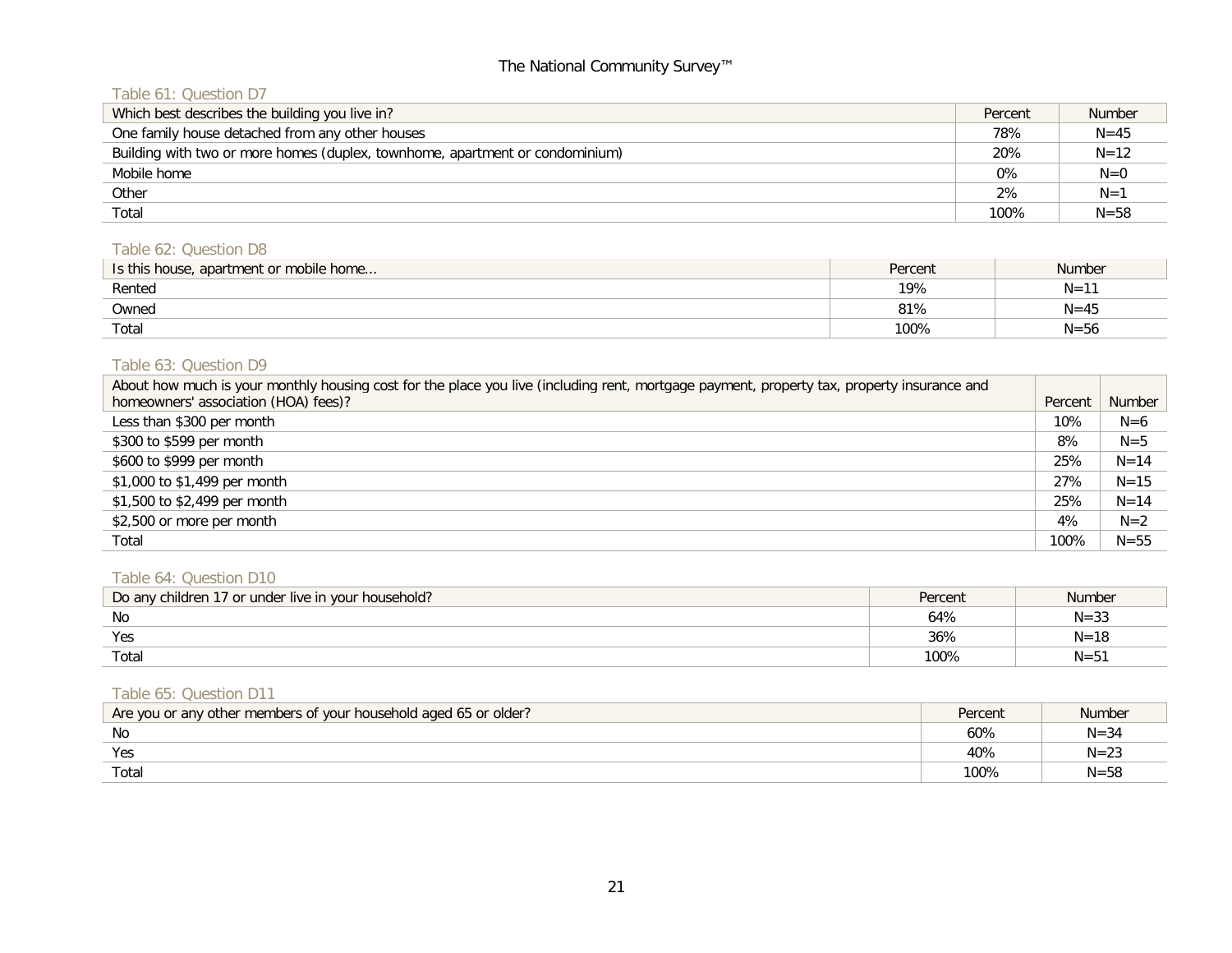Table 61: Question D7

| Which best describes the building you live in? | Percent | Number |
|---|---|---|
| One family house detached from any other houses | 78% | N=45 |
| Building with two or more homes (duplex, townhome, apartment or condominium) | 20% | N=12 |
| Mobile home | 0% | N=0 |
| Other | 2% | N=1 |
| Total | 100% | N=58 |

Table 62: Question D8

| Is this house, apartment or mobile home... | Percent | Number |
|---|---|---|
| Rented | 19% | N=11 |
| Owned | 81% | N=45 |
| Total | 100% | N=56 |

Table 63: Question D9

| About how much is your monthly housing cost for the place you live (including rent, mortgage payment, property tax, property insurance and homeowners' association (HOA) fees)? | Percent | Number |
|---|---|---|
| Less than $300 per month | 10% | N=6 |
| $300 to $599 per month | 8% | N=5 |
| $600 to $999 per month | 25% | N=14 |
| $1,000 to $1,499 per month | 27% | N=15 |
| $1,500 to $2,499 per month | 25% | N=14 |
| $2,500 or more per month | 4% | N=2 |
| Total | 100% | N=55 |

Table 64: Question D10

| Do any children 17 or under live in your household? | Percent | Number |
|---|---|---|
| No | 64% | N=33 |
| Yes | 36% | N=18 |
| Total | 100% | N=51 |

Table 65: Question D11

| Are you or any other members of your household aged 65 or older? | Percent | Number |
|---|---|---|
| No | 60% | N=34 |
| Yes | 40% | N=23 |
| Total | 100% | N=58 |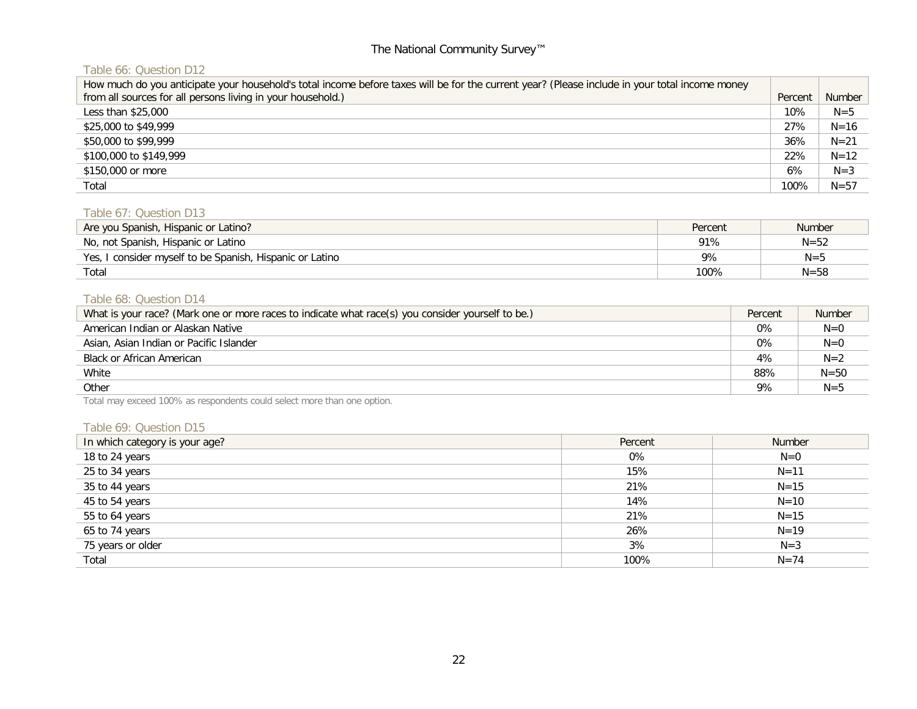### Table 66: Question D12

| How much do you anticipate your household's total income before taxes will be for the current year? (Please include in your total income money from all sources for all persons living in your household.) | Percent | Number |
|---|---|---|
| Less than $25,000 | 10% | N=5 |
| $25,000 to $49,999 | 27% | N=16 |
| $50,000 to $99,999 | 36% | N=21 |
| $100,000 to $149,999 | 22% | N=12 |
| $150,000 or more | 6% | N=3 |
| Total | 100% | N=57 |

### Table 67: Question D13

| Are you Spanish, Hispanic or Latino? | Percent | Number |
|---|---|---|
| No, not Spanish, Hispanic or Latino | 91% | N=52 |
| Yes, I consider myself to be Spanish, Hispanic or Latino | 9% | N=5 |
| Total | 100% | N=58 |

### Table 68: Question D14

| What is your race? (Mark one or more races to indicate what race(s) you consider yourself to be.) | Percent | Number |
|---|---|---|
| American Indian or Alaskan Native | 0% | N=0 |
| Asian, Asian Indian or Pacific Islander | 0% | N=0 |
| Black or African American | 4% | N=2 |
| White | 88% | N=50 |
| Other | 9% | N=5 |

Total may exceed 100% as respondents could select more than one option.

### Table 69: Question D15

| In which category is your age? | Percent | Number |
|---|---|---|
| 18 to 24 years | 0% | N=0 |
| 25 to 34 years | 15% | N=11 |
| 35 to 44 years | 21% | N=15 |
| 45 to 54 years | 14% | N=10 |
| 55 to 64 years | 21% | N=15 |
| 65 to 74 years | 26% | N=19 |
| 75 years or older | 3% | N=3 |
| Total | 100% | N=74 |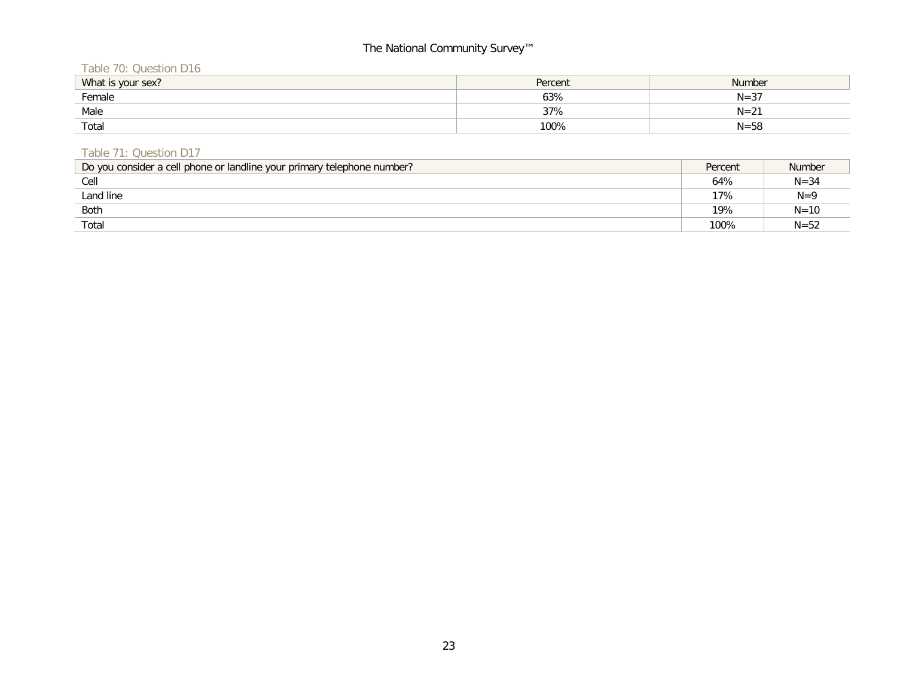Table 70: Question D16

| What is your sex? | Percent | Number |
|---|---|---|
| Female | 63% | N=37 |
| Male | 37% | N=21 |
| Total | 100% | N=58 |

Table 71: Question D17

| Do you consider a cell phone or landline your primary telephone number? | Percent | Number |
|---|---|---|
| Cell | 64% | N=34 |
| Land line | 17% | N=9 |
| Both | 19% | N=10 |
| Total | 100% | N=52 |